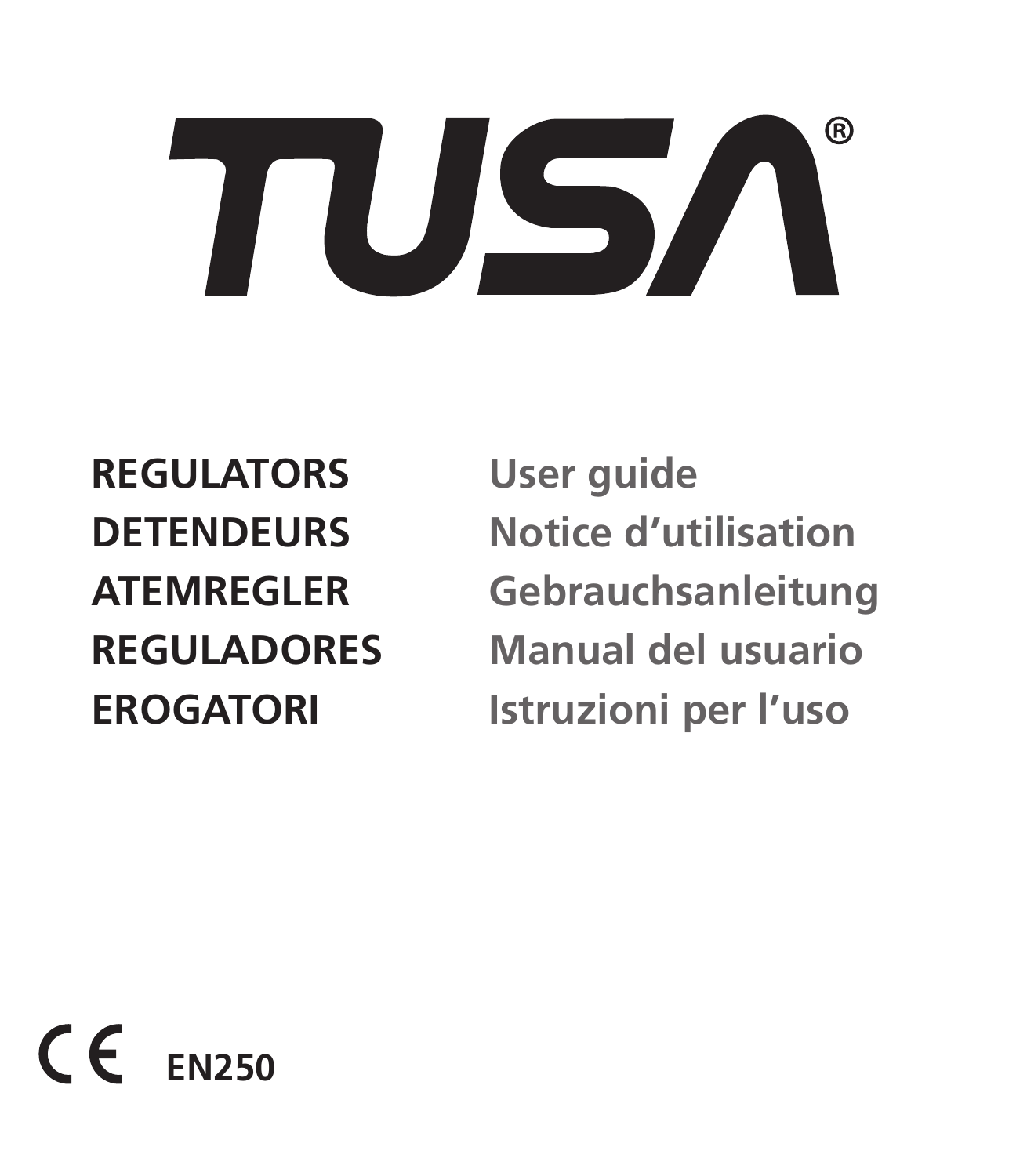# TUSA®

| | |
|---|---|
| **REGULATORS** | **User guide** |
| **DETENDEURS** | **Notice d'utilisation** |
| **ATEMREGLER** | **Gebrauchsanleitung** |
| **REGULADORES** | **Manual del usuario** |
| **EROGATORI** | **Istruzioni per l'uso** |

CE **EN250**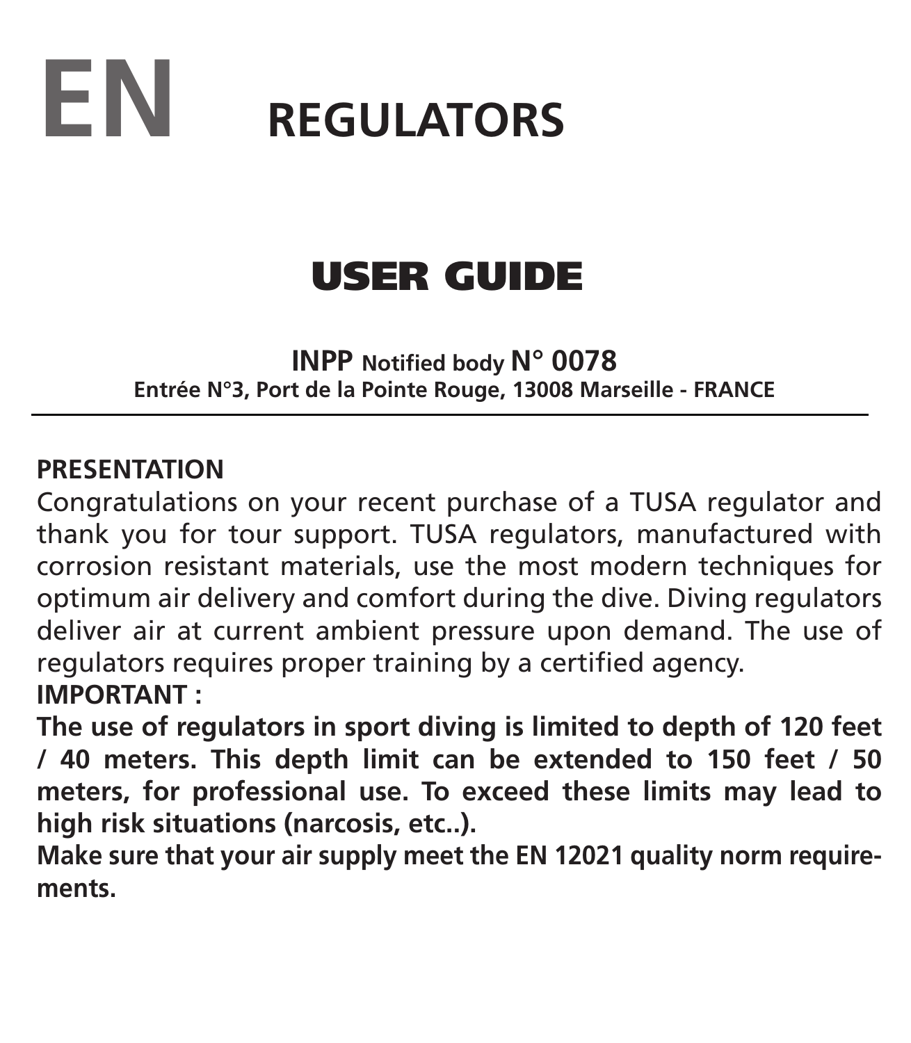# EN REGULATORS

## USER GUIDE

**INPP Notified body N° 0078**
**Entrée N°3, Port de la Pointe Rouge, 13008 Marseille - FRANCE**

---

**PRESENTATION**

Congratulations on your recent purchase of a TUSA regulator and thank you for tour support. TUSA regulators, manufactured with corrosion resistant materials, use the most modern techniques for optimum air delivery and comfort during the dive. Diving regulators deliver air at current ambient pressure upon demand. The use of regulators requires proper training by a certified agency.

**IMPORTANT :**

**The use of regulators in sport diving is limited to depth of 120 feet / 40 meters. This depth limit can be extended to 150 feet / 50 meters, for professional use. To exceed these limits may lead to high risk situations (narcosis, etc..).**

**Make sure that your air supply meet the EN 12021 quality norm requirements.**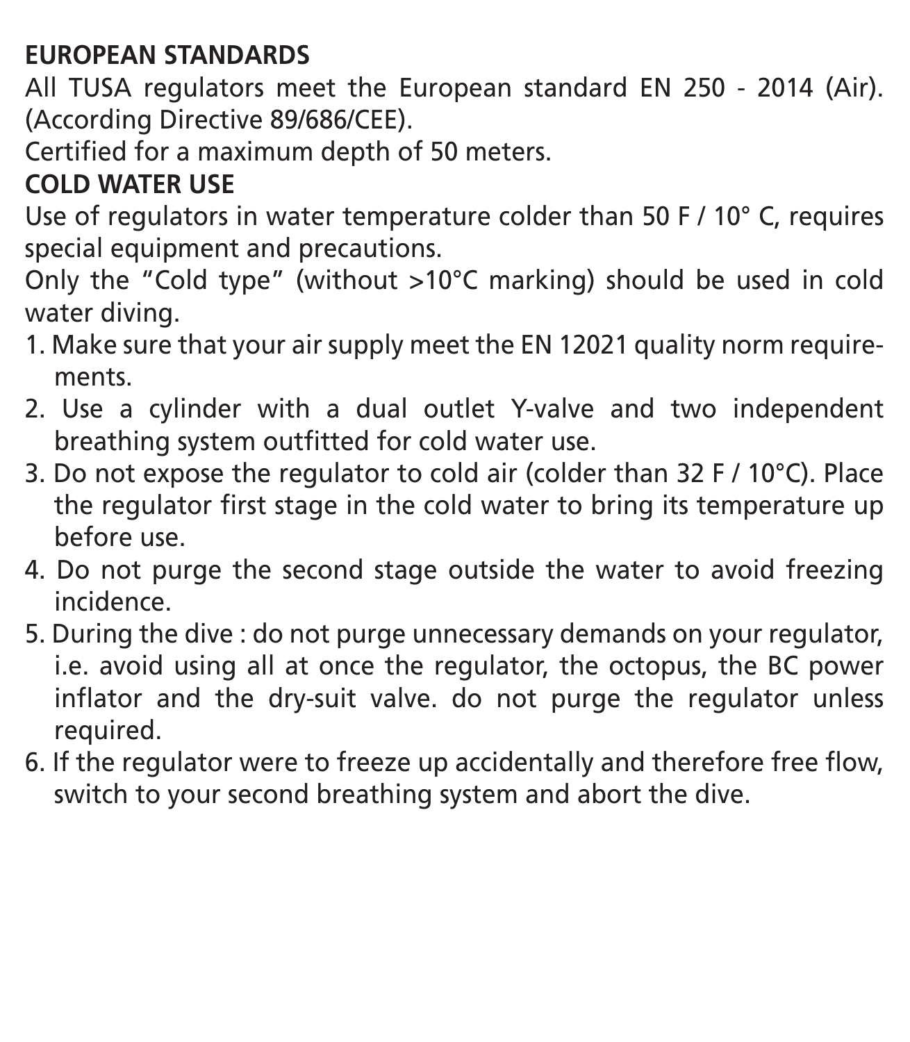**EUROPEAN STANDARDS**

All TUSA regulators meet the European standard EN 250 - 2014 (Air). (According Directive 89/686/CEE).

Certified for a maximum depth of 50 meters.

**COLD WATER USE**

Use of regulators in water temperature colder than 50 F / 10° C, requires special equipment and precautions.

Only the "Cold type" (without >10°C marking) should be used in cold water diving.

1. Make sure that your air supply meet the EN 12021 quality norm requirements.
2. Use a cylinder with a dual outlet Y-valve and two independent breathing system outfitted for cold water use.
3. Do not expose the regulator to cold air (colder than 32 F / 10°C). Place the regulator first stage in the cold water to bring its temperature up before use.
4. Do not purge the second stage outside the water to avoid freezing incidence.
5. During the dive : do not purge unnecessary demands on your regulator, i.e. avoid using all at once the regulator, the octopus, the BC power inflator and the dry-suit valve. do not purge the regulator unless required.
6. If the regulator were to freeze up accidentally and therefore free flow, switch to your second breathing system and abort the dive.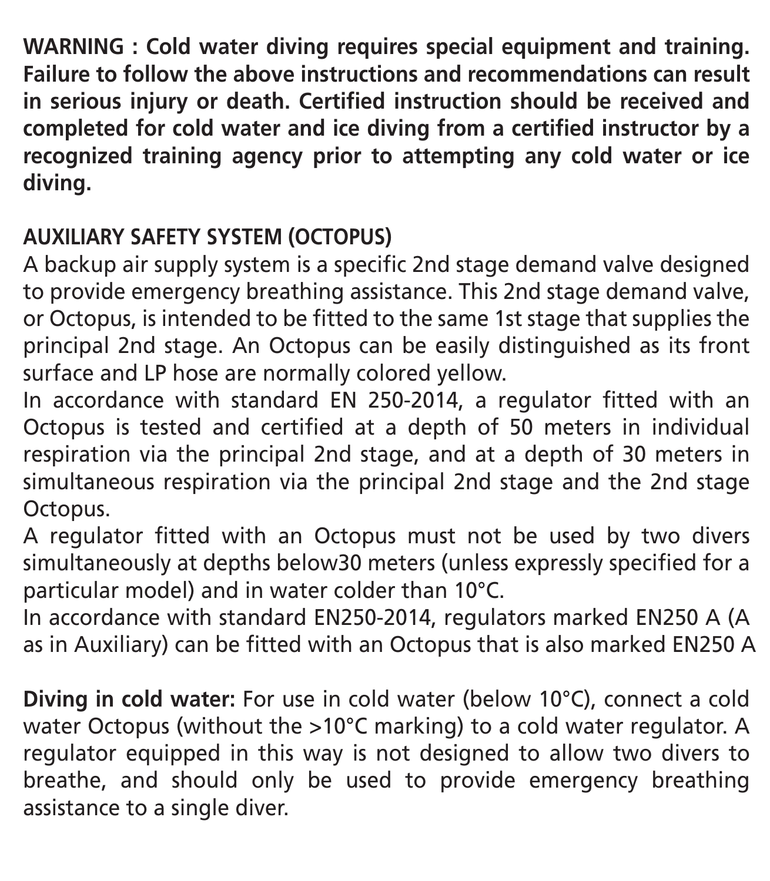**WARNING : Cold water diving requires special equipment and training. Failure to follow the above instructions and recommendations can result in serious injury or death. Certified instruction should be received and completed for cold water and ice diving from a certified instructor by a recognized training agency prior to attempting any cold water or ice diving.**

**AUXILIARY SAFETY SYSTEM (OCTOPUS)**

A backup air supply system is a specific 2nd stage demand valve designed to provide emergency breathing assistance. This 2nd stage demand valve, or Octopus, is intended to be fitted to the same 1st stage that supplies the principal 2nd stage. An Octopus can be easily distinguished as its front surface and LP hose are normally colored yellow.

In accordance with standard EN 250-2014, a regulator fitted with an Octopus is tested and certified at a depth of 50 meters in individual respiration via the principal 2nd stage, and at a depth of 30 meters in simultaneous respiration via the principal 2nd stage and the 2nd stage Octopus.

A regulator fitted with an Octopus must not be used by two divers simultaneously at depths below30 meters (unless expressly specified for a particular model) and in water colder than 10°C.

In accordance with standard EN250-2014, regulators marked EN250 A (A as in Auxiliary) can be fitted with an Octopus that is also marked EN250 A

**Diving in cold water:** For use in cold water (below 10°C), connect a cold water Octopus (without the >10°C marking) to a cold water regulator. A regulator equipped in this way is not designed to allow two divers to breathe, and should only be used to provide emergency breathing assistance to a single diver.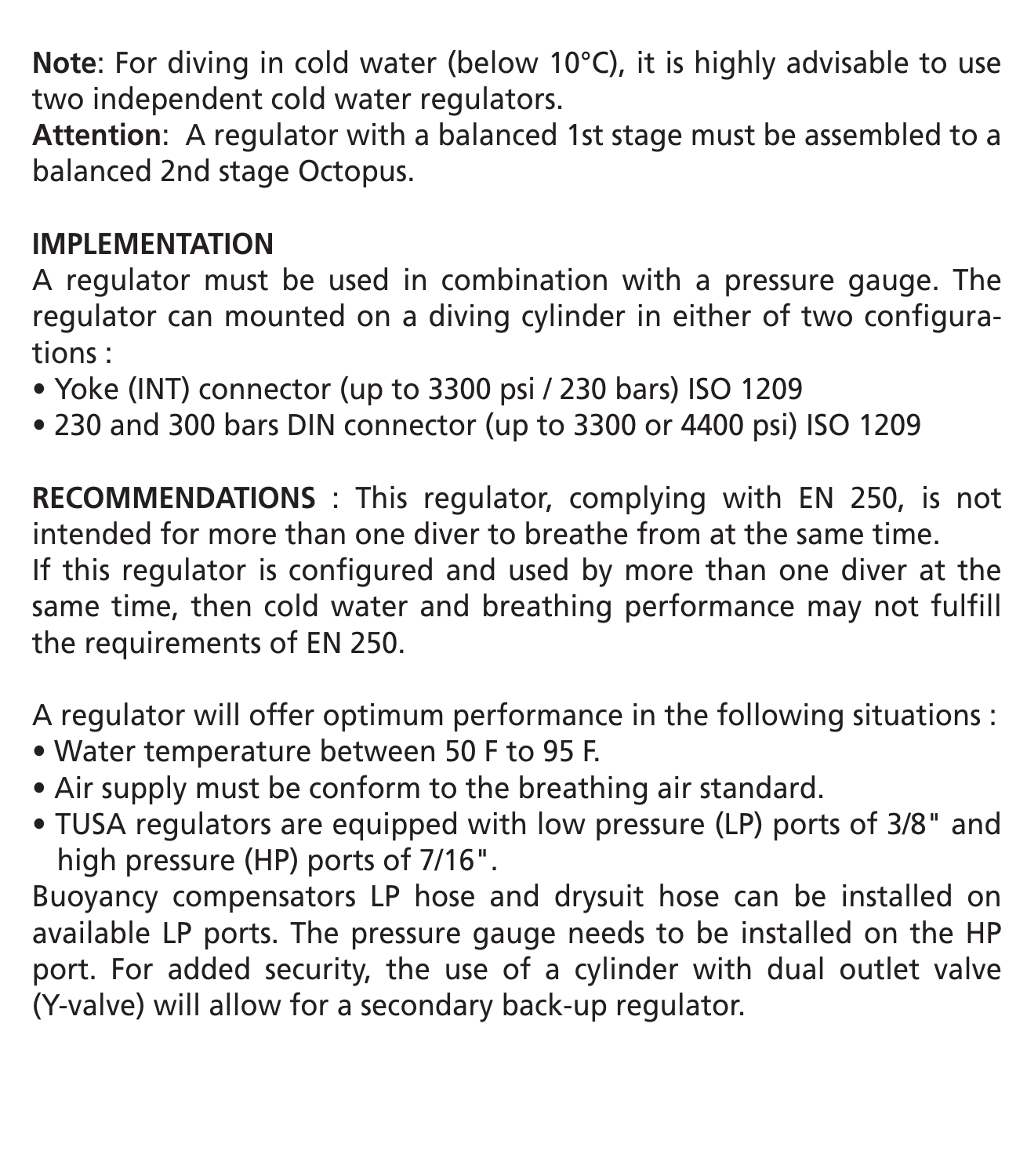**Note**: For diving in cold water (below 10°C), it is highly advisable to use two independent cold water regulators.
**Attention**: A regulator with a balanced 1st stage must be assembled to a balanced 2nd stage Octopus.

**IMPLEMENTATION**
A regulator must be used in combination with a pressure gauge. The regulator can mounted on a diving cylinder in either of two configurations :

- Yoke (INT) connector (up to 3300 psi / 230 bars) ISO 1209
- 230 and 300 bars DIN connector (up to 3300 or 4400 psi) ISO 1209

**RECOMMENDATIONS** : This regulator, complying with EN 250, is not intended for more than one diver to breathe from at the same time.
If this regulator is configured and used by more than one diver at the same time, then cold water and breathing performance may not fulfill the requirements of EN 250.

A regulator will offer optimum performance in the following situations :

- Water temperature between 50 F to 95 F.
- Air supply must be conform to the breathing air standard.
- TUSA regulators are equipped with low pressure (LP) ports of 3/8" and high pressure (HP) ports of 7/16".

Buoyancy compensators LP hose and drysuit hose can be installed on available LP ports. The pressure gauge needs to be installed on the HP port. For added security, the use of a cylinder with dual outlet valve (Y-valve) will allow for a secondary back-up regulator.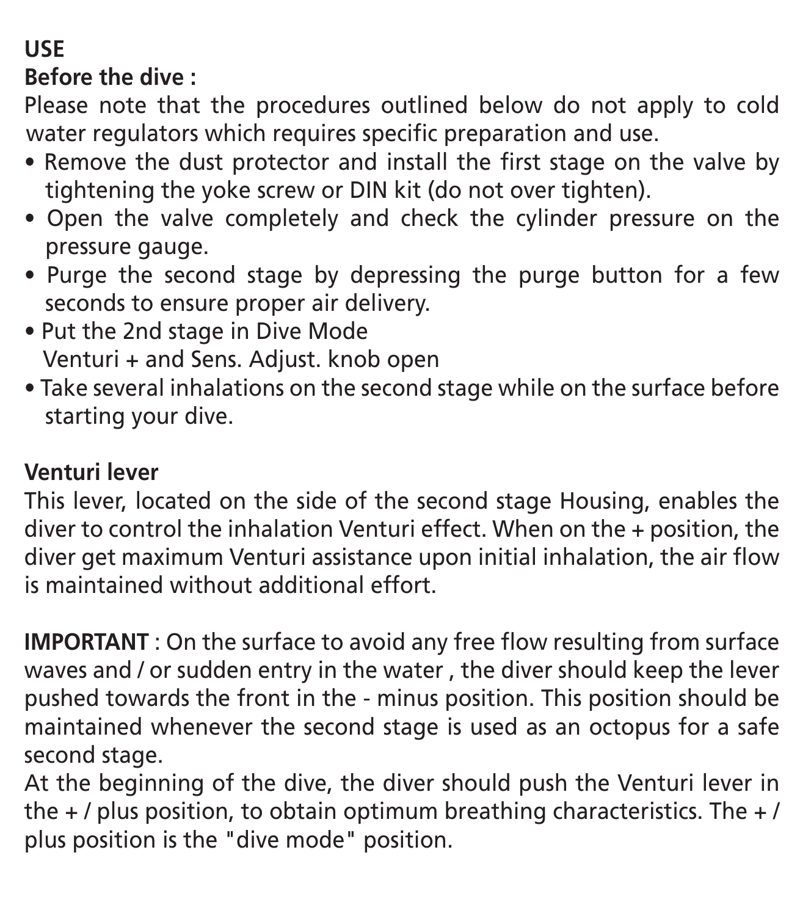**USE**

**Before the dive :**

Please note that the procedures outlined below do not apply to cold water regulators which requires specific preparation and use.

- Remove the dust protector and install the first stage on the valve by tightening the yoke screw or DIN kit (do not over tighten).
- Open the valve completely and check the cylinder pressure on the pressure gauge.
- Purge the second stage by depressing the purge button for a few seconds to ensure proper air delivery.
- Put the 2nd stage in Dive Mode
  Venturi + and Sens. Adjust. knob open
- Take several inhalations on the second stage while on the surface before starting your dive.

**Venturi lever**

This lever, located on the side of the second stage Housing, enables the diver to control the inhalation Venturi effect. When on the + position, the diver get maximum Venturi assistance upon initial inhalation, the air flow is maintained without additional effort.

**IMPORTANT** : On the surface to avoid any free flow resulting from surface waves and / or sudden entry in the water , the diver should keep the lever pushed towards the front in the - minus position. This position should be maintained whenever the second stage is used as an octopus for a safe second stage.

At the beginning of the dive, the diver should push the Venturi lever in the + / plus position, to obtain optimum breathing characteristics. The + / plus position is the "dive mode" position.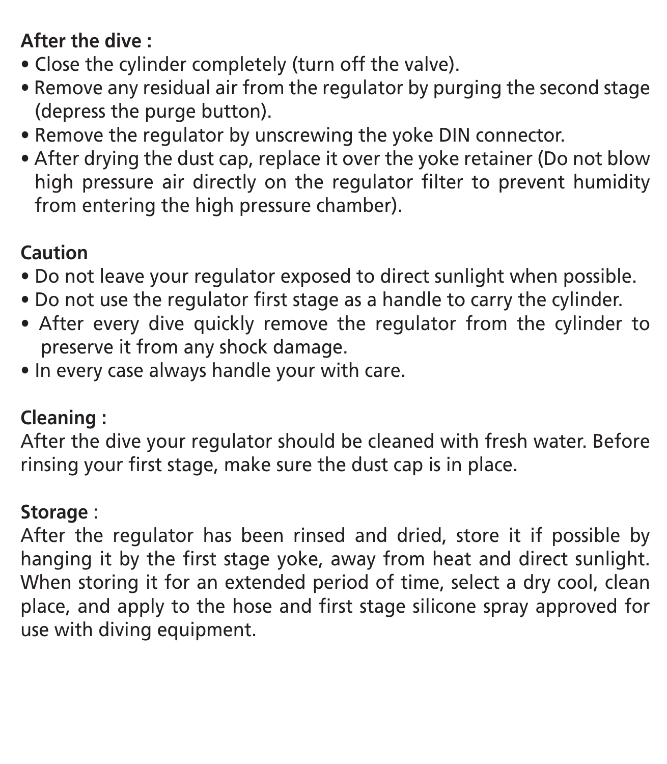**After the dive :**

- Close the cylinder completely (turn off the valve).
- Remove any residual air from the regulator by purging the second stage (depress the purge button).
- Remove the regulator by unscrewing the yoke DIN connector.
- After drying the dust cap, replace it over the yoke retainer (Do not blow high pressure air directly on the regulator filter to prevent humidity from entering the high pressure chamber).

**Caution**

- Do not leave your regulator exposed to direct sunlight when possible.
- Do not use the regulator first stage as a handle to carry the cylinder.
- After every dive quickly remove the regulator from the cylinder to preserve it from any shock damage.
- In every case always handle your with care.

**Cleaning :**

After the dive your regulator should be cleaned with fresh water. Before rinsing your first stage, make sure the dust cap is in place.

**Storage** :

After the regulator has been rinsed and dried, store it if possible by hanging it by the first stage yoke, away from heat and direct sunlight. When storing it for an extended period of time, select a dry cool, clean place, and apply to the hose and first stage silicone spray approved for use with diving equipment.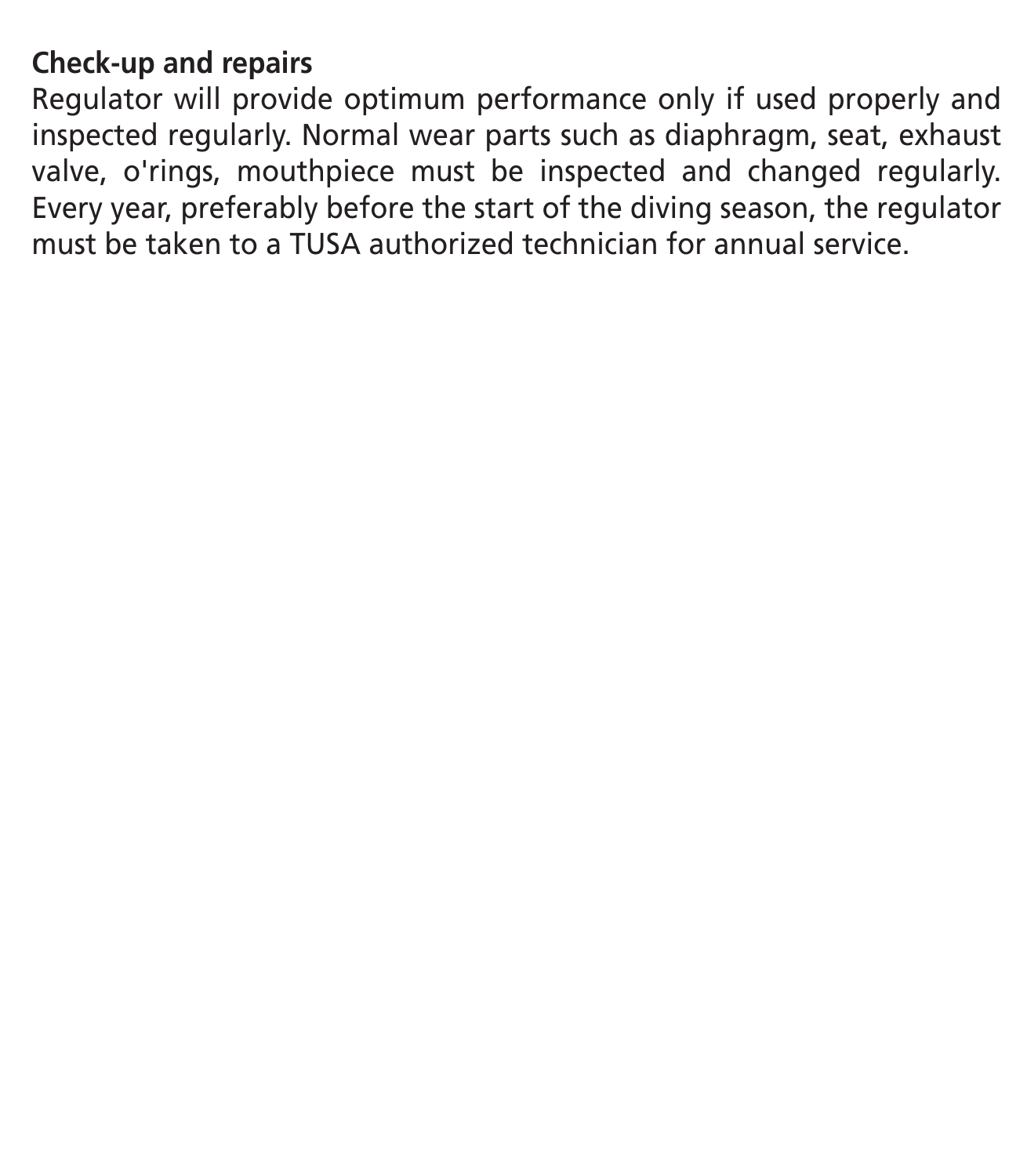**Check-up and repairs**

Regulator will provide optimum performance only if used properly and inspected regularly. Normal wear parts such as diaphragm, seat, exhaust valve, o'rings, mouthpiece must be inspected and changed regularly. Every year, preferably before the start of the diving season, the regulator must be taken to a TUSA authorized technician for annual service.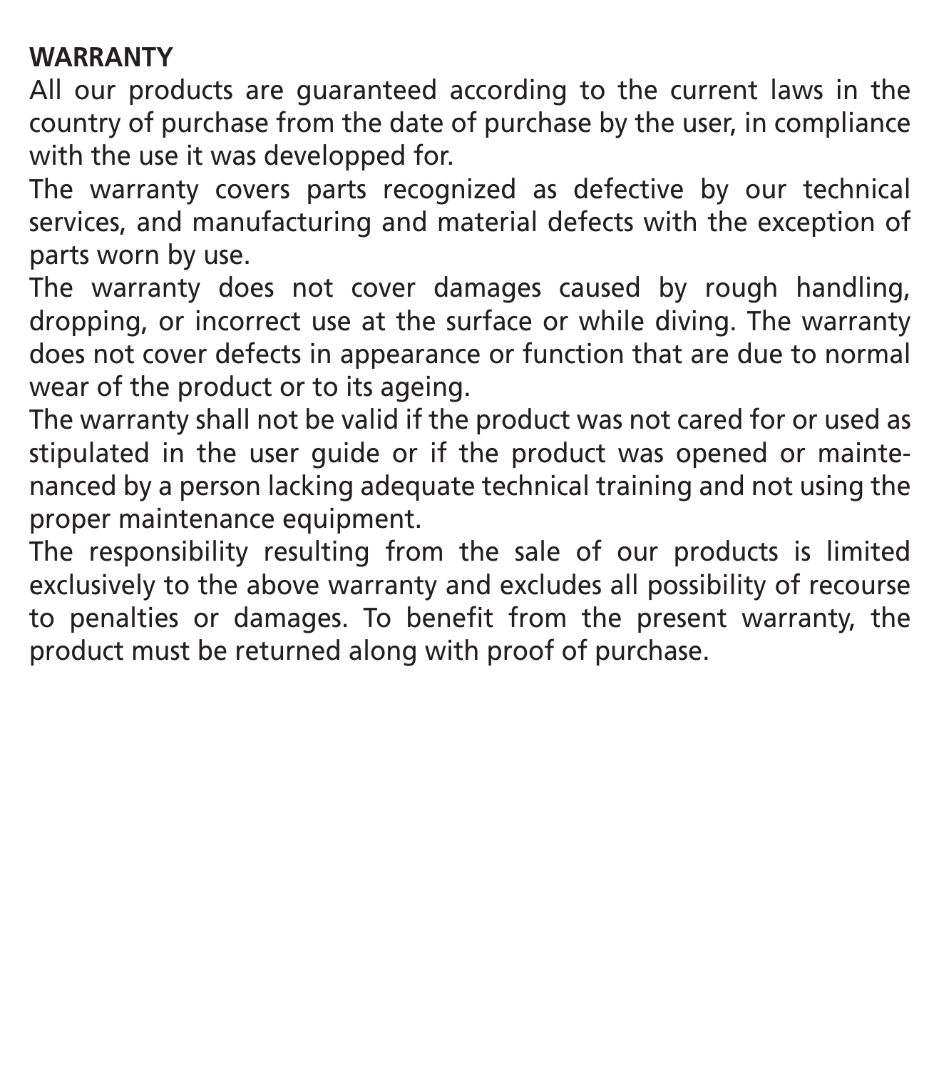**WARRANTY**

All our products are guaranteed according to the current laws in the country of purchase from the date of purchase by the user, in compliance with the use it was developped for.

The warranty covers parts recognized as defective by our technical services, and manufacturing and material defects with the exception of parts worn by use.

The warranty does not cover damages caused by rough handling, dropping, or incorrect use at the surface or while diving. The warranty does not cover defects in appearance or function that are due to normal wear of the product or to its ageing.

The warranty shall not be valid if the product was not cared for or used as stipulated in the user guide or if the product was opened or maintenanced by a person lacking adequate technical training and not using the proper maintenance equipment.

The responsibility resulting from the sale of our products is limited exclusively to the above warranty and excludes all possibility of recourse to penalties or damages. To benefit from the present warranty, the product must be returned along with proof of purchase.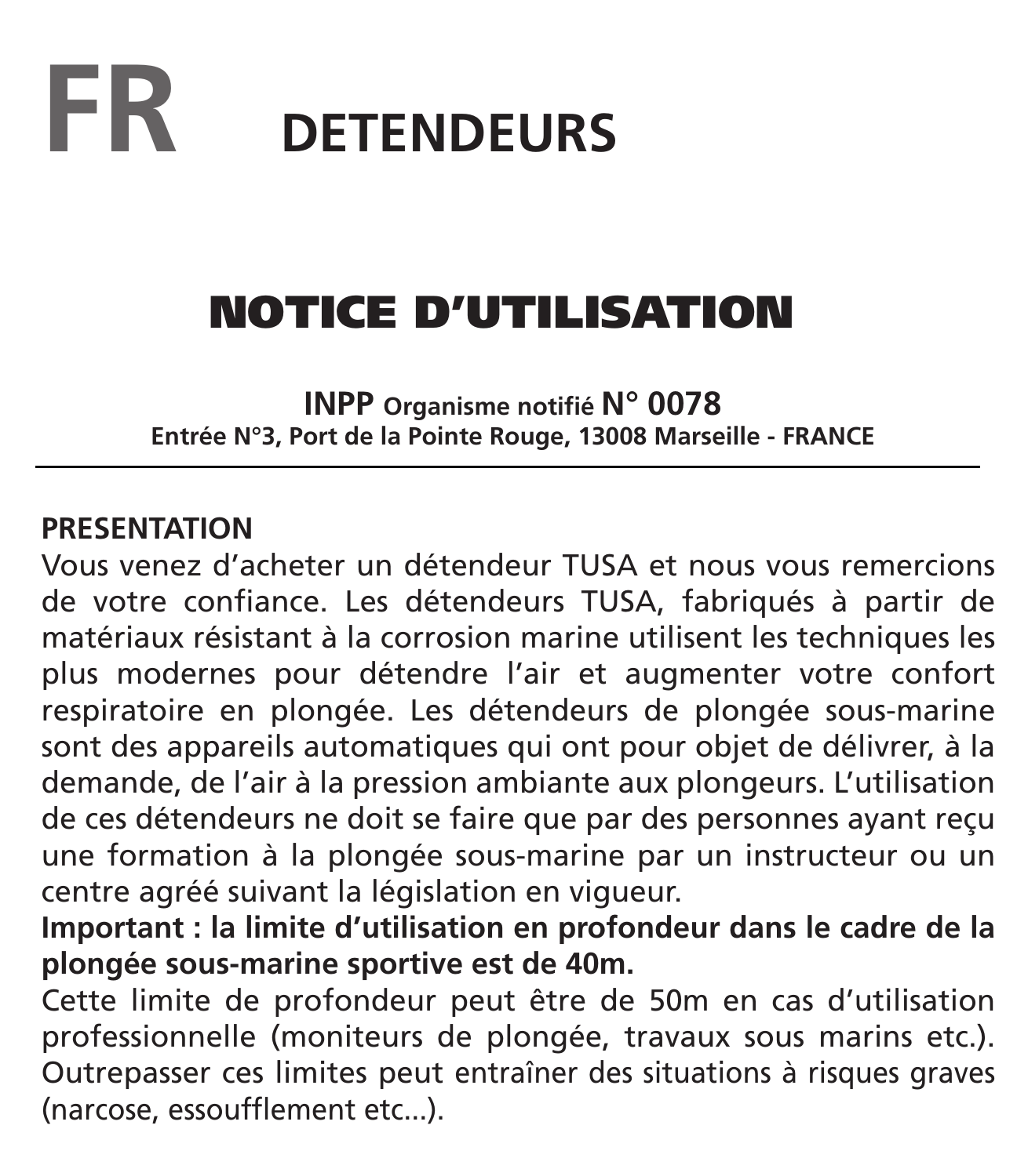# FR DETENDEURS

## NOTICE D'UTILISATION

**INPP Organisme notifié N° 0078**
**Entrée N°3, Port de la Pointe Rouge, 13008 Marseille - FRANCE**

---

**PRESENTATION**

Vous venez d'acheter un détendeur TUSA et nous vous remercions de votre confiance. Les détendeurs TUSA, fabriqués à partir de matériaux résistant à la corrosion marine utilisent les techniques les plus modernes pour détendre l'air et augmenter votre confort respiratoire en plongée. Les détendeurs de plongée sous-marine sont des appareils automatiques qui ont pour objet de délivrer, à la demande, de l'air à la pression ambiante aux plongeurs. L'utilisation de ces détendeurs ne doit se faire que par des personnes ayant reçu une formation à la plongée sous-marine par un instructeur ou un centre agréé suivant la législation en vigueur.

**Important : la limite d'utilisation en profondeur dans le cadre de la plongée sous-marine sportive est de 40m.**

Cette limite de profondeur peut être de 50m en cas d'utilisation professionnelle (moniteurs de plongée, travaux sous marins etc.). Outrepasser ces limites peut entraîner des situations à risques graves (narcose, essoufflement etc...).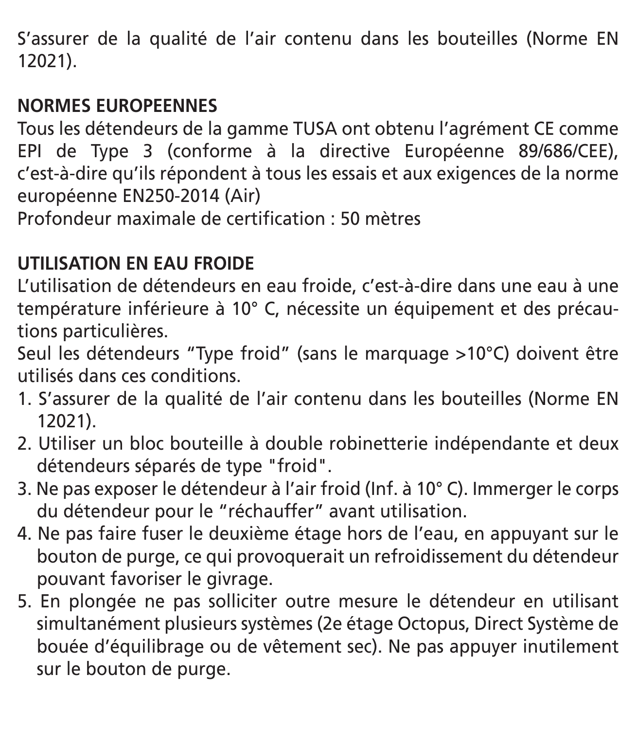S'assurer de la qualité de l'air contenu dans les bouteilles (Norme EN 12021).

**NORMES EUROPEENNES**

Tous les détendeurs de la gamme TUSA ont obtenu l'agrément CE comme EPI de Type 3 (conforme à la directive Européenne 89/686/CEE), c'est-à-dire qu'ils répondent à tous les essais et aux exigences de la norme européenne EN250-2014 (Air)

Profondeur maximale de certification : 50 mètres

**UTILISATION EN EAU FROIDE**

L'utilisation de détendeurs en eau froide, c'est-à-dire dans une eau à une température inférieure à 10° C, nécessite un équipement et des précautions particulières.

Seul les détendeurs "Type froid" (sans le marquage >10°C) doivent être utilisés dans ces conditions.

1. S'assurer de la qualité de l'air contenu dans les bouteilles (Norme EN 12021).
2. Utiliser un bloc bouteille à double robinetterie indépendante et deux détendeurs séparés de type "froid".
3. Ne pas exposer le détendeur à l'air froid (Inf. à 10° C). Immerger le corps du détendeur pour le "réchauffer" avant utilisation.
4. Ne pas faire fuser le deuxième étage hors de l'eau, en appuyant sur le bouton de purge, ce qui provoquerait un refroidissement du détendeur pouvant favoriser le givrage.
5. En plongée ne pas solliciter outre mesure le détendeur en utilisant simultanément plusieurs systèmes (2e étage Octopus, Direct Système de bouée d'équilibrage ou de vêtement sec). Ne pas appuyer inutilement sur le bouton de purge.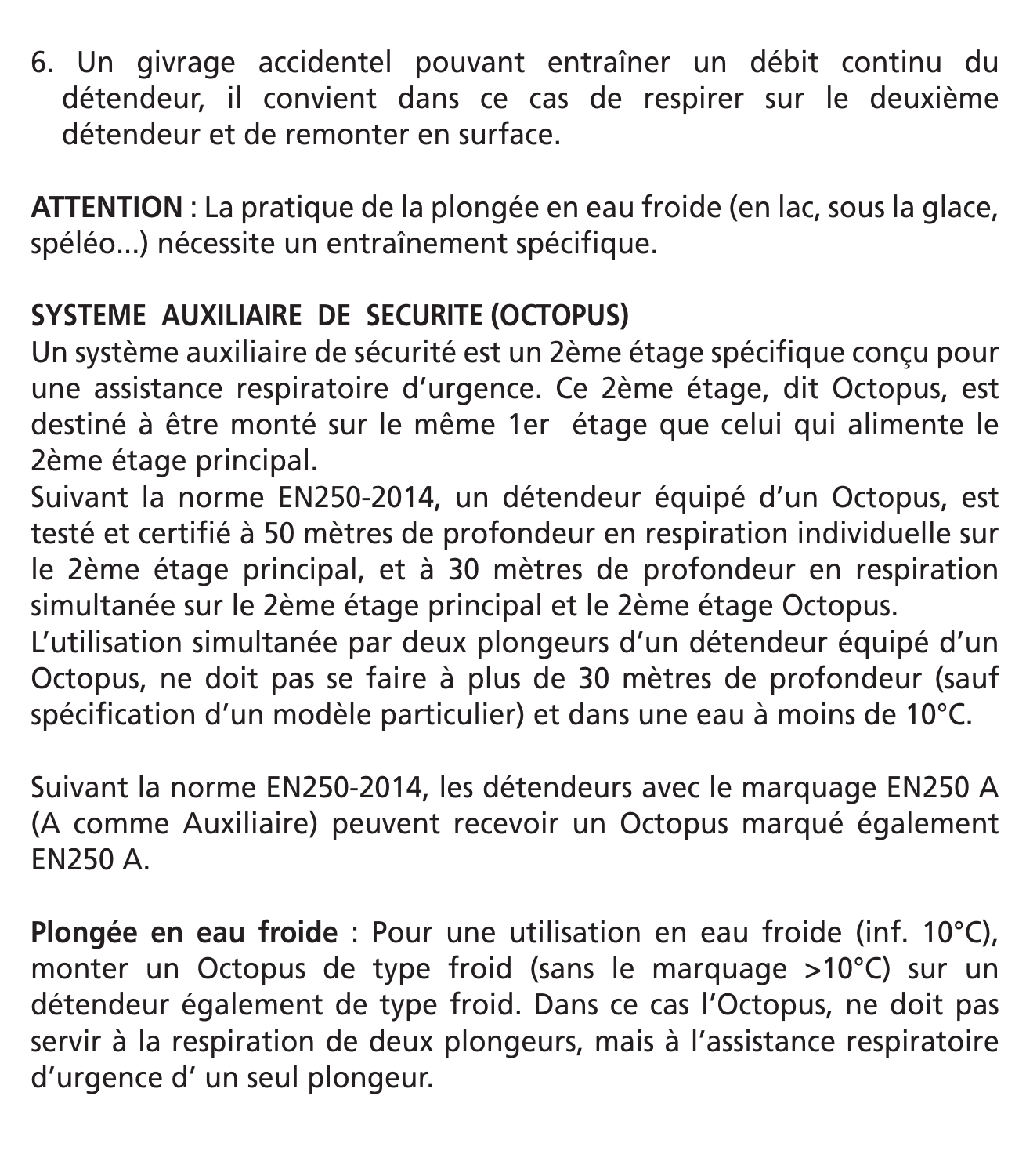6. Un givrage accidentel pouvant entraîner un débit continu du détendeur, il convient dans ce cas de respirer sur le deuxième détendeur et de remonter en surface.

**ATTENTION** : La pratique de la plongée en eau froide (en lac, sous la glace, spéléo...) nécessite un entraînement spécifique.

**SYSTEME AUXILIAIRE DE SECURITE (OCTOPUS)**

Un système auxiliaire de sécurité est un 2ème étage spécifique conçu pour une assistance respiratoire d'urgence. Ce 2ème étage, dit Octopus, est destiné à être monté sur le même 1er étage que celui qui alimente le 2ème étage principal.

Suivant la norme EN250-2014, un détendeur équipé d'un Octopus, est testé et certifié à 50 mètres de profondeur en respiration individuelle sur le 2ème étage principal, et à 30 mètres de profondeur en respiration simultanée sur le 2ème étage principal et le 2ème étage Octopus.

L'utilisation simultanée par deux plongeurs d'un détendeur équipé d'un Octopus, ne doit pas se faire à plus de 30 mètres de profondeur (sauf spécification d'un modèle particulier) et dans une eau à moins de 10°C.

Suivant la norme EN250-2014, les détendeurs avec le marquage EN250 A (A comme Auxiliaire) peuvent recevoir un Octopus marqué également EN250 A.

**Plongée en eau froide** : Pour une utilisation en eau froide (inf. 10°C), monter un Octopus de type froid (sans le marquage >10°C) sur un détendeur également de type froid. Dans ce cas l'Octopus, ne doit pas servir à la respiration de deux plongeurs, mais à l'assistance respiratoire d'urgence d' un seul plongeur.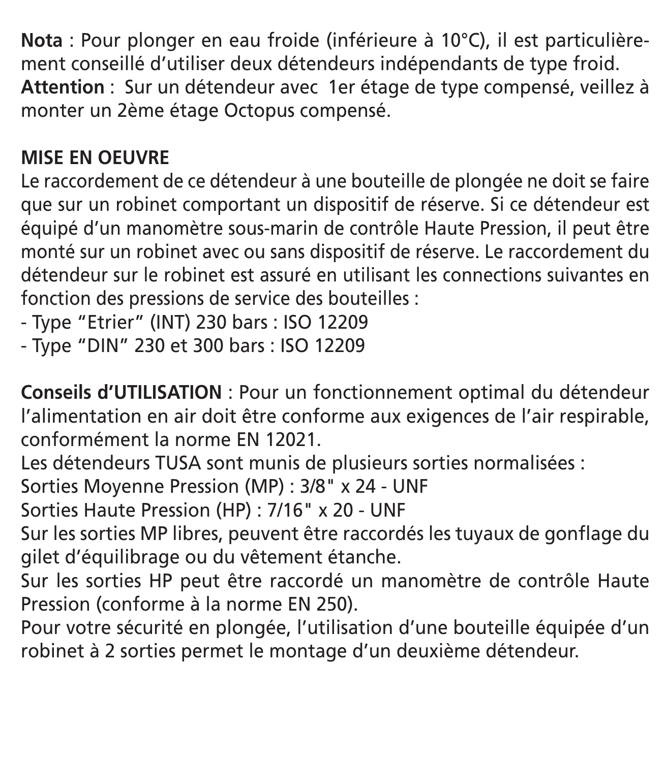**Nota** : Pour plonger en eau froide (inférieure à 10°C), il est particulièrement conseillé d'utiliser deux détendeurs indépendants de type froid.
**Attention** : Sur un détendeur avec 1er étage de type compensé, veillez à monter un 2ème étage Octopus compensé.

**MISE EN OEUVRE**

Le raccordement de ce détendeur à une bouteille de plongée ne doit se faire que sur un robinet comportant un dispositif de réserve. Si ce détendeur est équipé d'un manomètre sous-marin de contrôle Haute Pression, il peut être monté sur un robinet avec ou sans dispositif de réserve. Le raccordement du détendeur sur le robinet est assuré en utilisant les connections suivantes en fonction des pressions de service des bouteilles :

- Type "Etrier" (INT) 230 bars : ISO 12209
- Type "DIN" 230 et 300 bars : ISO 12209

**Conseils d'UTILISATION** : Pour un fonctionnement optimal du détendeur l'alimentation en air doit être conforme aux exigences de l'air respirable, conformément la norme EN 12021.
Les détendeurs TUSA sont munis de plusieurs sorties normalisées :
Sorties Moyenne Pression (MP) : 3/8" x 24 - UNF
Sorties Haute Pression (HP) : 7/16" x 20 - UNF
Sur les sorties MP libres, peuvent être raccordés les tuyaux de gonflage du gilet d'équilibrage ou du vêtement étanche.
Sur les sorties HP peut être raccordé un manomètre de contrôle Haute Pression (conforme à la norme EN 250).
Pour votre sécurité en plongée, l'utilisation d'une bouteille équipée d'un robinet à 2 sorties permet le montage d'un deuxième détendeur.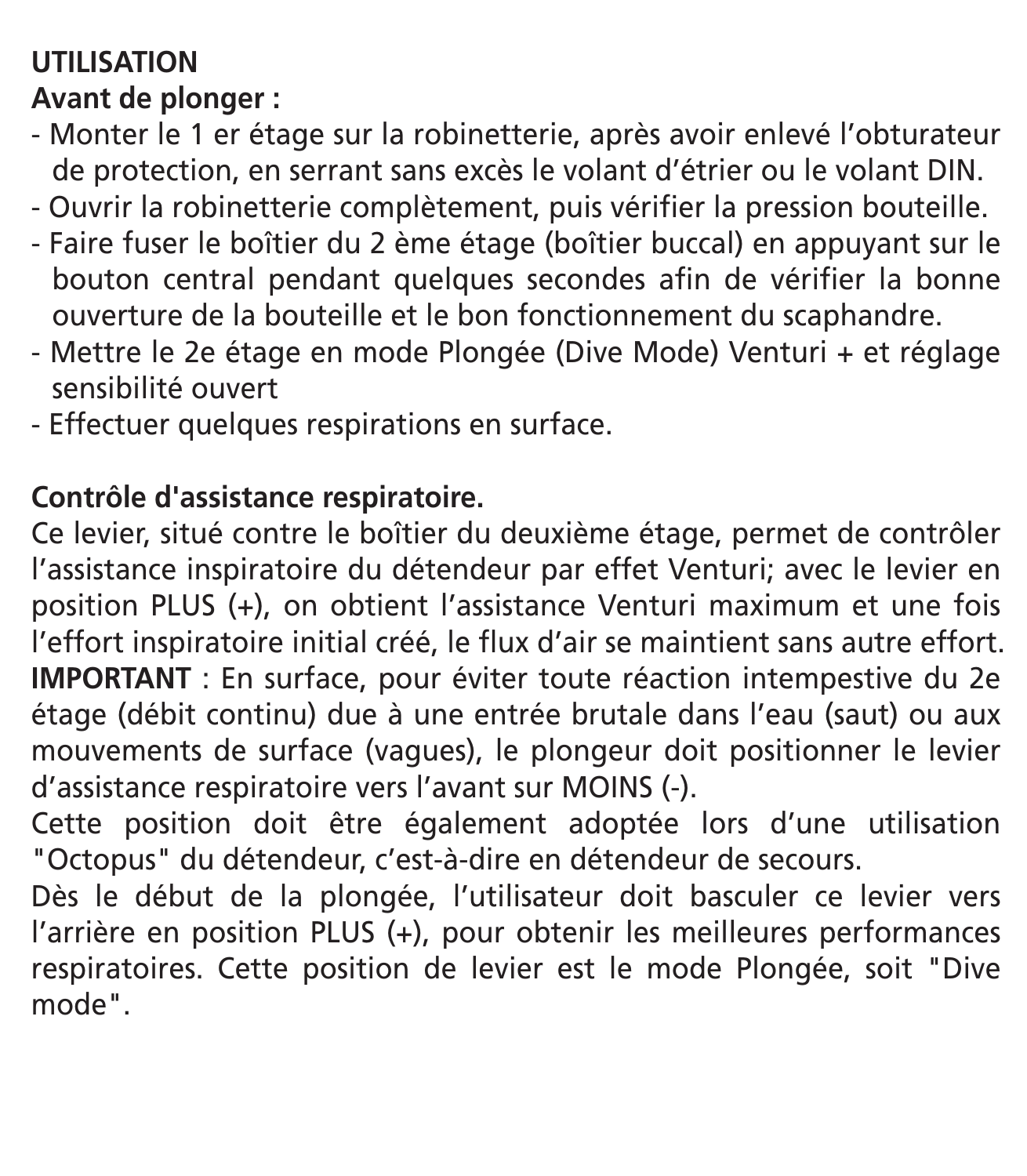**UTILISATION**

**Avant de plonger :**

- Monter le 1 er étage sur la robinetterie, après avoir enlevé l’obturateur de protection, en serrant sans excès le volant d’étrier ou le volant DIN.
- Ouvrir la robinetterie complètement, puis vérifier la pression bouteille.
- Faire fuser le boîtier du 2 ème étage (boîtier buccal) en appuyant sur le bouton central pendant quelques secondes afin de vérifier la bonne ouverture de la bouteille et le bon fonctionnement du scaphandre.
- Mettre le 2e étage en mode Plongée (Dive Mode) Venturi + et réglage sensibilité ouvert
- Effectuer quelques respirations en surface.

**Contrôle d'assistance respiratoire.**

Ce levier, situé contre le boîtier du deuxième étage, permet de contrôler l’assistance inspiratoire du détendeur par effet Venturi; avec le levier en position PLUS (+), on obtient l’assistance Venturi maximum et une fois l’effort inspiratoire initial créé, le flux d’air se maintient sans autre effort.

**IMPORTANT** : En surface, pour éviter toute réaction intempestive du 2e étage (débit continu) due à une entrée brutale dans l’eau (saut) ou aux mouvements de surface (vagues), le plongeur doit positionner le levier d’assistance respiratoire vers l’avant sur MOINS (-).

Cette position doit être également adoptée lors d’une utilisation "Octopus" du détendeur, c’est-à-dire en détendeur de secours.

Dès le début de la plongée, l’utilisateur doit basculer ce levier vers l’arrière en position PLUS (+), pour obtenir les meilleures performances respiratoires. Cette position de levier est le mode Plongée, soit "Dive mode".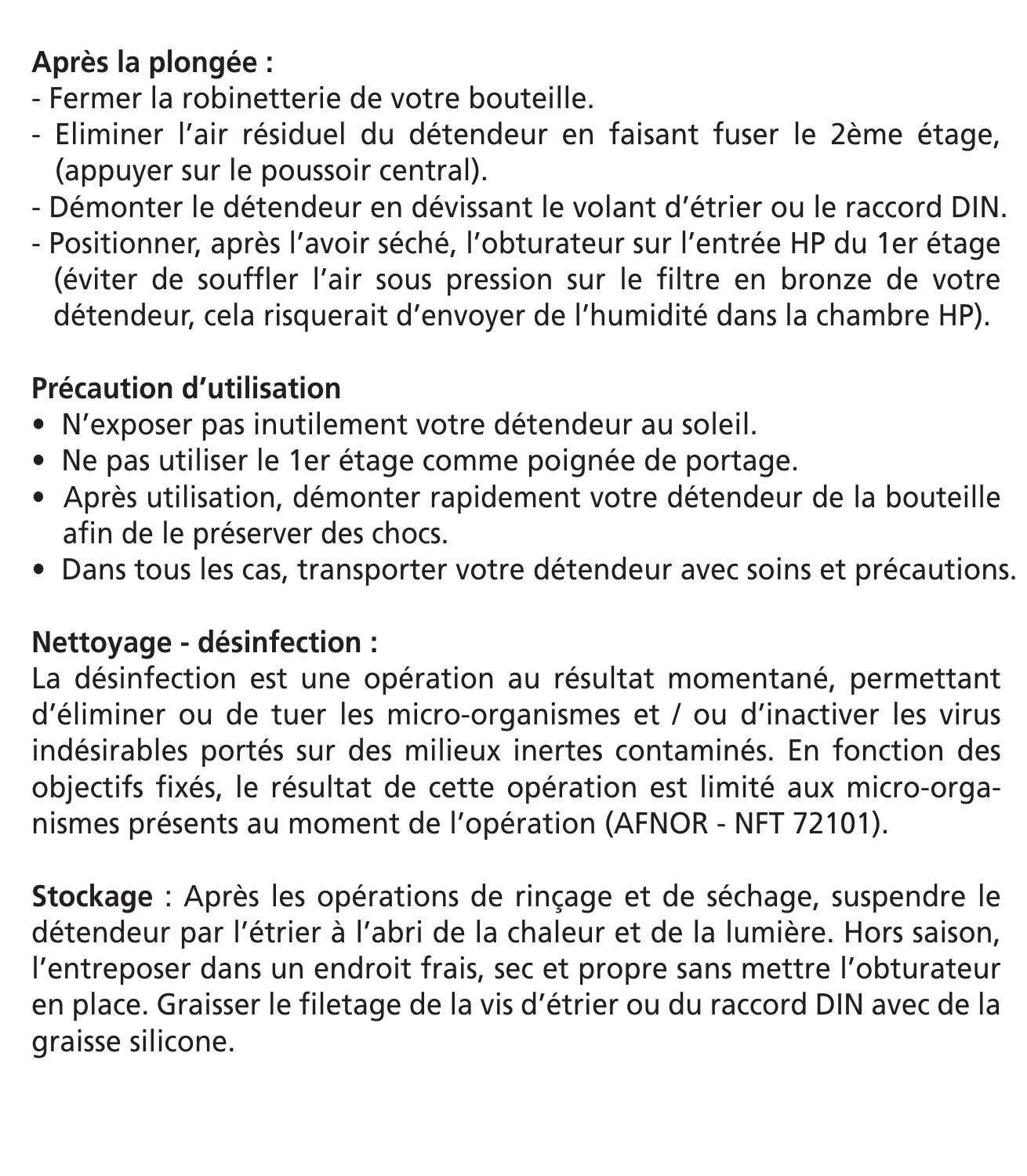**Après la plongée :**

- Fermer la robinetterie de votre bouteille.
- Eliminer l'air résiduel du détendeur en faisant fuser le 2ème étage, (appuyer sur le poussoir central).
- Démonter le détendeur en dévissant le volant d'étrier ou le raccord DIN.
- Positionner, après l'avoir séché, l'obturateur sur l'entrée HP du 1er étage (éviter de souffler l'air sous pression sur le filtre en bronze de votre détendeur, cela risquerait d'envoyer de l'humidité dans la chambre HP).

**Précaution d'utilisation**

- N'exposer pas inutilement votre détendeur au soleil.
- Ne pas utiliser le 1er étage comme poignée de portage.
- Après utilisation, démonter rapidement votre détendeur de la bouteille afin de le préserver des chocs.
- Dans tous les cas, transporter votre détendeur avec soins et précautions.

**Nettoyage - désinfection :**

La désinfection est une opération au résultat momentané, permettant d'éliminer ou de tuer les micro-organismes et / ou d'inactiver les virus indésirables portés sur des milieux inertes contaminés. En fonction des objectifs fixés, le résultat de cette opération est limité aux micro-organismes présents au moment de l'opération (AFNOR - NFT 72101).

**Stockage** : Après les opérations de rinçage et de séchage, suspendre le détendeur par l'étrier à l'abri de la chaleur et de la lumière. Hors saison, l'entreposer dans un endroit frais, sec et propre sans mettre l'obturateur en place. Graisser le filetage de la vis d'étrier ou du raccord DIN avec de la graisse silicone.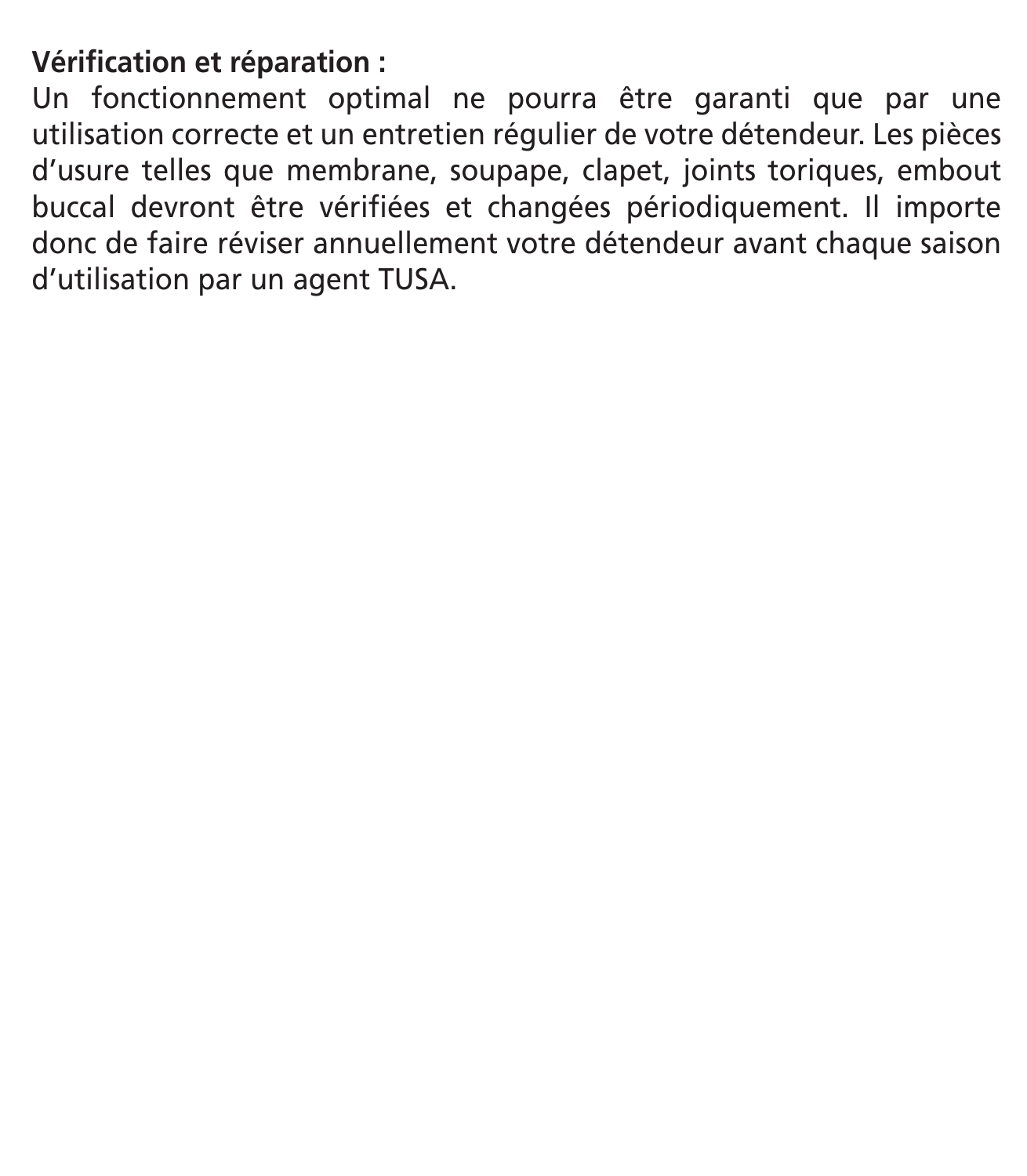**Vérification et réparation :**

Un fonctionnement optimal ne pourra être garanti que par une utilisation correcte et un entretien régulier de votre détendeur. Les pièces d'usure telles que membrane, soupape, clapet, joints toriques, embout buccal devront être vérifiées et changées périodiquement. Il importe donc de faire réviser annuellement votre détendeur avant chaque saison d'utilisation par un agent TUSA.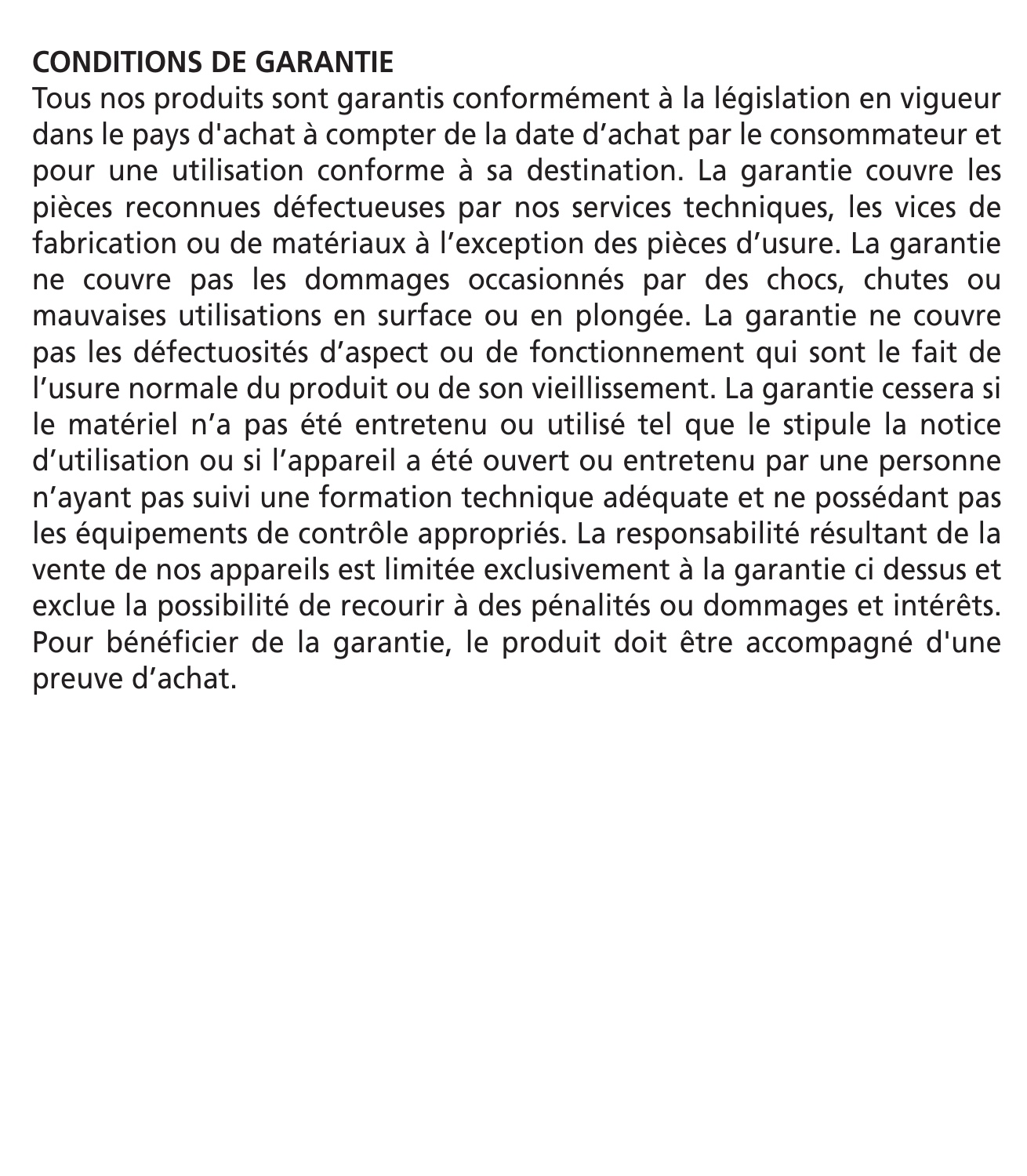**CONDITIONS DE GARANTIE**

Tous nos produits sont garantis conformément à la législation en vigueur dans le pays d'achat à compter de la date d’achat par le consommateur et pour une utilisation conforme à sa destination. La garantie couvre les pièces reconnues défectueuses par nos services techniques, les vices de fabrication ou de matériaux à l’exception des pièces d’usure. La garantie ne couvre pas les dommages occasionnés par des chocs, chutes ou mauvaises utilisations en surface ou en plongée. La garantie ne couvre pas les défectuosités d’aspect ou de fonctionnement qui sont le fait de l’usure normale du produit ou de son vieillissement. La garantie cessera si le matériel n’a pas été entretenu ou utilisé tel que le stipule la notice d’utilisation ou si l’appareil a été ouvert ou entretenu par une personne n’ayant pas suivi une formation technique adéquate et ne possédant pas les équipements de contrôle appropriés. La responsabilité résultant de la vente de nos appareils est limitée exclusivement à la garantie ci dessus et exclue la possibilité de recourir à des pénalités ou dommages et intérêts. Pour bénéficier de la garantie, le produit doit être accompagné d'une preuve d’achat.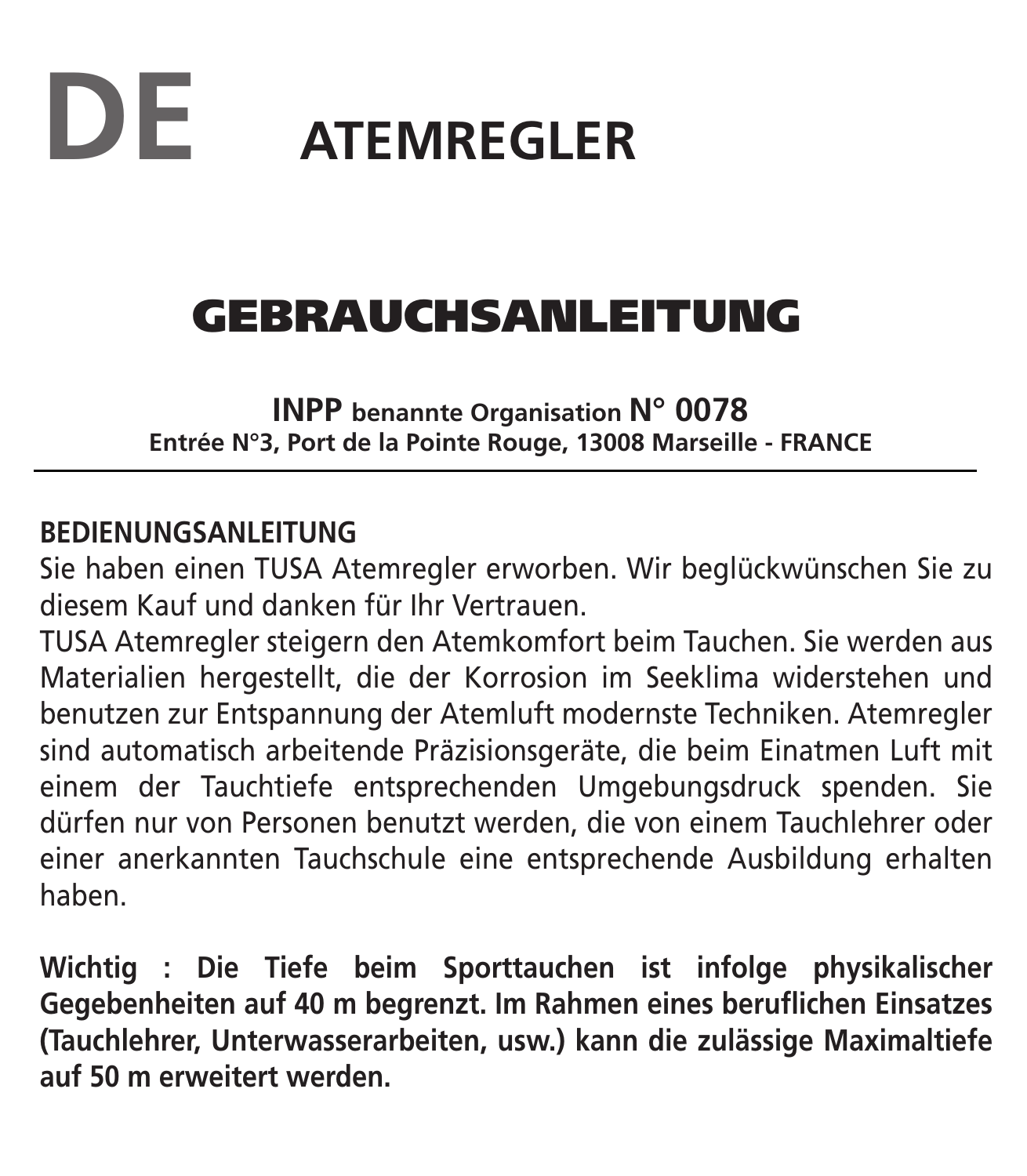# DE ATEMREGLER

## GEBRAUCHSANLEITUNG

**INPP benannte Organisation N° 0078**
**Entrée N°3, Port de la Pointe Rouge, 13008 Marseille - FRANCE**

---

**BEDIENUNGSANLEITUNG**

Sie haben einen TUSA Atemregler erworben. Wir beglückwünschen Sie zu diesem Kauf und danken für Ihr Vertrauen.

TUSA Atemregler steigern den Atemkomfort beim Tauchen. Sie werden aus Materialien hergestellt, die der Korrosion im Seeklima widerstehen und benutzen zur Entspannung der Atemluft modernste Techniken. Atemregler sind automatisch arbeitende Präzisionsgeräte, die beim Einatmen Luft mit einem der Tauchtiefe entsprechenden Umgebungsdruck spenden. Sie dürfen nur von Personen benutzt werden, die von einem Tauchlehrer oder einer anerkannten Tauchschule eine entsprechende Ausbildung erhalten haben.

**Wichtig : Die Tiefe beim Sporttauchen ist infolge physikalischer Gegebenheiten auf 40 m begrenzt. Im Rahmen eines beruflichen Einsatzes (Tauchlehrer, Unterwasserarbeiten, usw.) kann die zulässige Maximaltiefe auf 50 m erweitert werden.**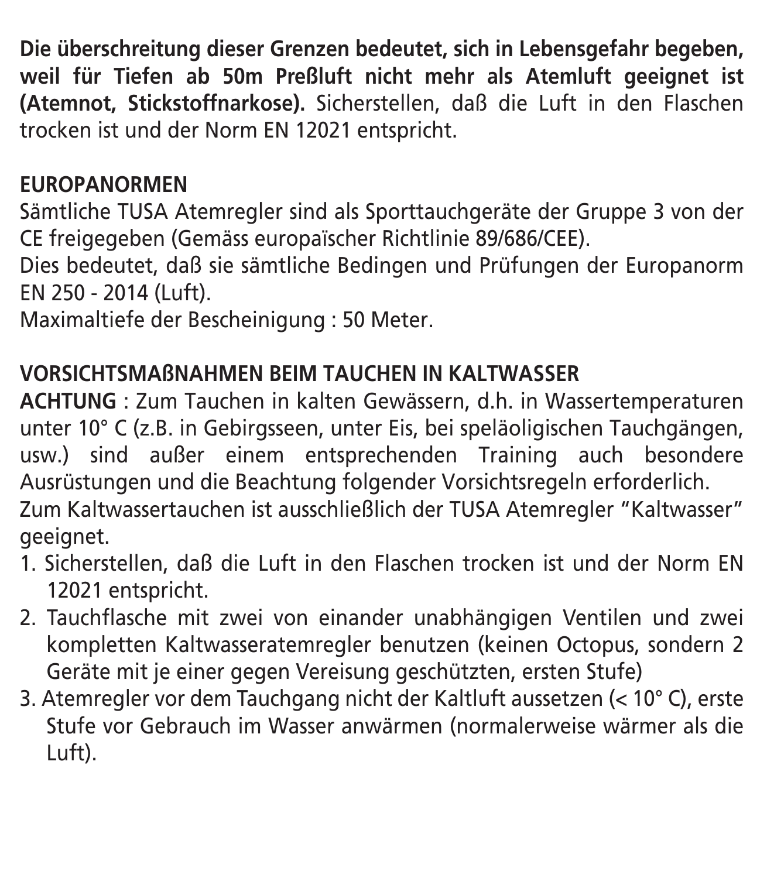**Die überschreitung dieser Grenzen bedeutet, sich in Lebensgefahr begeben, weil für Tiefen ab 50m Preßluft nicht mehr als Atemluft geeignet ist (Atemnot, Stickstoffnarkose).** Sicherstellen, daß die Luft in den Flaschen trocken ist und der Norm EN 12021 entspricht.

## EUROPANORMEN

Sämtliche TUSA Atemregler sind als Sporttauchgeräte der Gruppe 3 von der CE freigegeben (Gemäss europaïscher Richtlinie 89/686/CEE).
Dies bedeutet, daß sie sämtliche Bedingen und Prüfungen der Europanorm EN 250 - 2014 (Luft).
Maximaltiefe der Bescheinigung : 50 Meter.

## VORSICHTSMAßNAHMEN BEIM TAUCHEN IN KALTWASSER

**ACHTUNG** : Zum Tauchen in kalten Gewässern, d.h. in Wassertemperaturen unter 10° C (z.B. in Gebirgsseen, unter Eis, bei speläoligischen Tauchgängen, usw.) sind außer einem entsprechenden Training auch besondere Ausrüstungen und die Beachtung folgender Vorsichtsregeln erforderlich.
Zum Kaltwassertauchen ist ausschließlich der TUSA Atemregler “Kaltwasser” geeignet.

1. Sicherstellen, daß die Luft in den Flaschen trocken ist und der Norm EN 12021 entspricht.
2. Tauchflasche mit zwei von einander unabhängigen Ventilen und zwei kompletten Kaltwasseratemregler benutzen (keinen Octopus, sondern 2 Geräte mit je einer gegen Vereisung geschützten, ersten Stufe)
3. Atemregler vor dem Tauchgang nicht der Kaltluft aussetzen (< 10° C), erste Stufe vor Gebrauch im Wasser anwärmen (normalerweise wärmer als die Luft).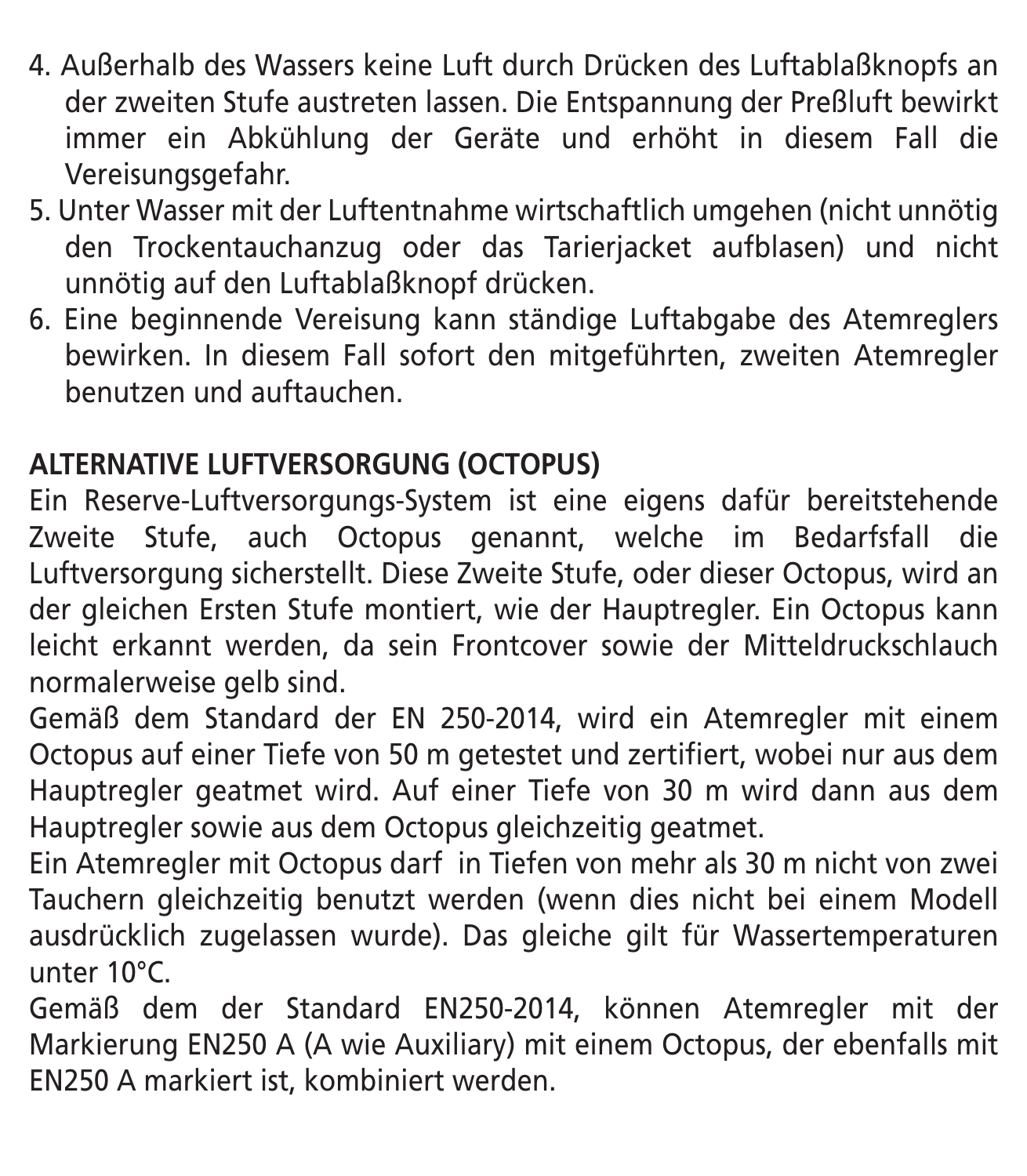4. Außerhalb des Wassers keine Luft durch Drücken des Luftablaßknopfs an der zweiten Stufe austreten lassen. Die Entspannung der Preßluft bewirkt immer ein Abkühlung der Geräte und erhöht in diesem Fall die Vereisungsgefahr.
5. Unter Wasser mit der Luftentnahme wirtschaftlich umgehen (nicht unnötig den Trockentauchanzug oder das Tarierjacket aufblasen) und nicht unnötig auf den Luftablaßknopf drücken.
6. Eine beginnende Vereisung kann ständige Luftabgabe des Atemreglers bewirken. In diesem Fall sofort den mitgeführten, zweiten Atemregler benutzen und auftauchen.

**ALTERNATIVE LUFTVERSORGUNG (OCTOPUS)**

Ein Reserve-Luftversorgungs-System ist eine eigens dafür bereitstehende Zweite Stufe, auch Octopus genannt, welche im Bedarfsfall die Luftversorgung sicherstellt. Diese Zweite Stufe, oder dieser Octopus, wird an der gleichen Ersten Stufe montiert, wie der Hauptregler. Ein Octopus kann leicht erkannt werden, da sein Frontcover sowie der Mitteldruckschlauch normalerweise gelb sind.

Gemäß dem Standard der EN 250-2014, wird ein Atemregler mit einem Octopus auf einer Tiefe von 50 m getestet und zertifiert, wobei nur aus dem Hauptregler geatmet wird. Auf einer Tiefe von 30 m wird dann aus dem Hauptregler sowie aus dem Octopus gleichzeitig geatmet.

Ein Atemregler mit Octopus darf in Tiefen von mehr als 30 m nicht von zwei Tauchern gleichzeitig benutzt werden (wenn dies nicht bei einem Modell ausdrücklich zugelassen wurde). Das gleiche gilt für Wassertemperaturen unter 10°C.

Gemäß dem der Standard EN250-2014, können Atemregler mit der Markierung EN250 A (A wie Auxiliary) mit einem Octopus, der ebenfalls mit EN250 A markiert ist, kombiniert werden.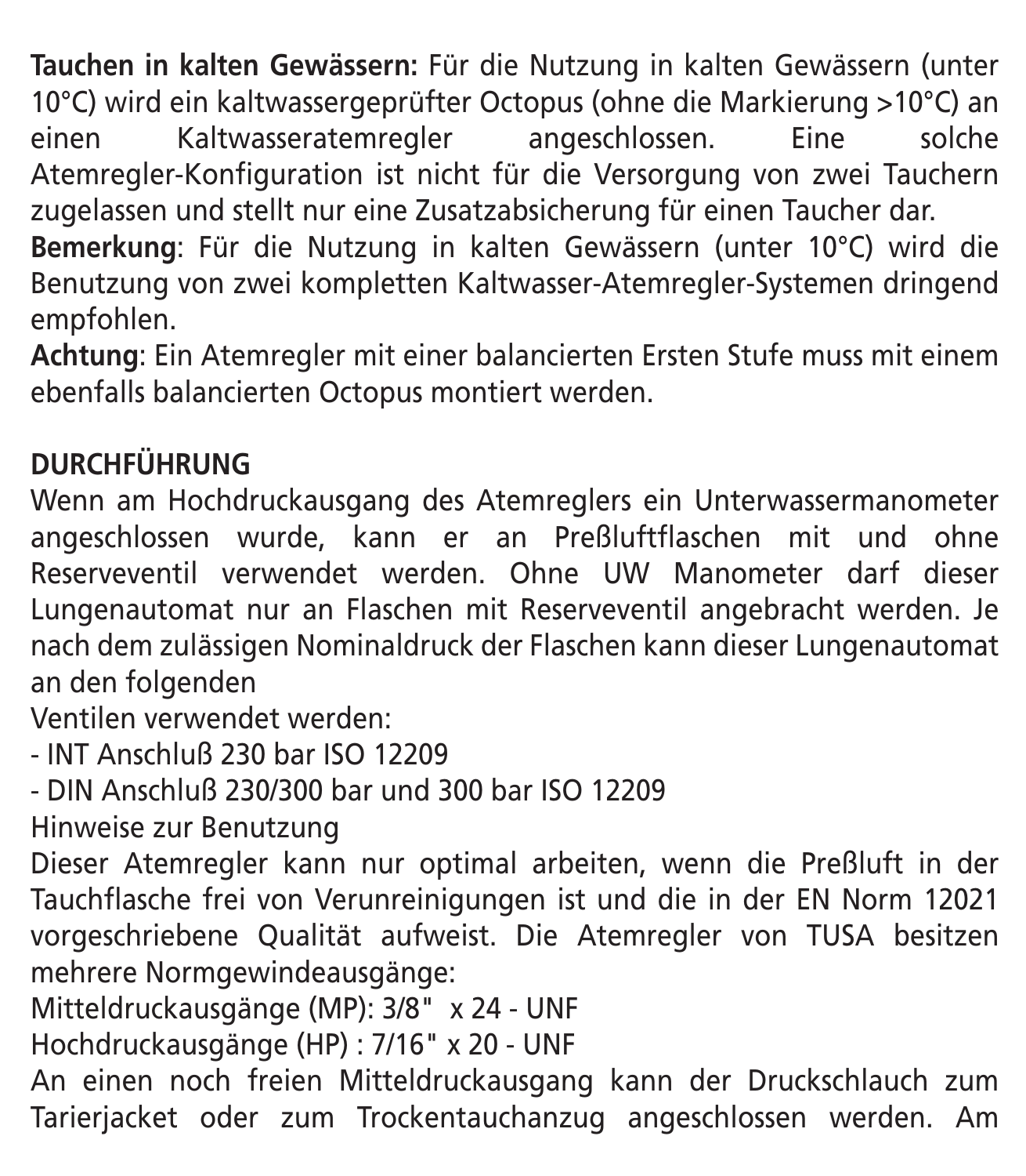**Tauchen in kalten Gewässern:** Für die Nutzung in kalten Gewässern (unter 10°C) wird ein kaltwassergeprüfter Octopus (ohne die Markierung >10°C) an einen Kaltwasseratemregler angeschlossen. Eine solche Atemregler-Konfiguration ist nicht für die Versorgung von zwei Tauchern zugelassen und stellt nur eine Zusatzabsicherung für einen Taucher dar.
**Bemerkung**: Für die Nutzung in kalten Gewässern (unter 10°C) wird die Benutzung von zwei kompletten Kaltwasser-Atemregler-Systemen dringend empfohlen.
**Achtung**: Ein Atemregler mit einer balancierten Ersten Stufe muss mit einem ebenfalls balancierten Octopus montiert werden.

**DURCHFÜHRUNG**

Wenn am Hochdruckausgang des Atemreglers ein Unterwassermanometer angeschlossen wurde, kann er an Preßluftflaschen mit und ohne Reserveventil verwendet werden. Ohne UW Manometer darf dieser Lungenautomat nur an Flaschen mit Reserveventil angebracht werden. Je nach dem zulässigen Nominaldruck der Flaschen kann dieser Lungenautomat an den folgenden
Ventilen verwendet werden:

- INT Anschluß 230 bar ISO 12209
- DIN Anschluß 230/300 bar und 300 bar ISO 12209

Hinweise zur Benutzung

Dieser Atemregler kann nur optimal arbeiten, wenn die Preßluft in der Tauchflasche frei von Verunreinigungen ist und die in der EN Norm 12021 vorgeschriebene Qualität aufweist. Die Atemregler von TUSA besitzen mehrere Normgewindeausgänge:
Mitteldruckausgänge (MP): 3/8" x 24 - UNF
Hochdruckausgänge (HP) : 7/16" x 20 - UNF
An einen noch freien Mitteldruckausgang kann der Druckschlauch zum Tarierjacket oder zum Trockentauchanzug angeschlossen werden. Am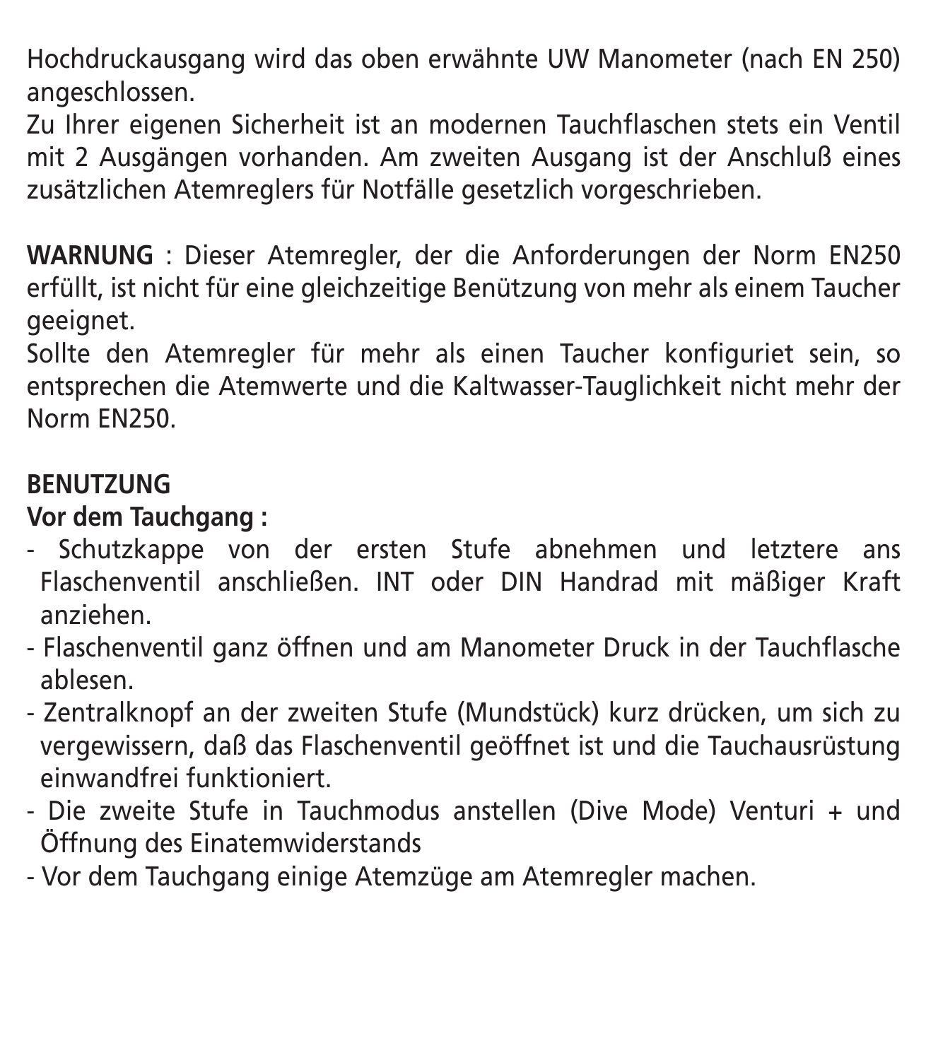Hochdruckausgang wird das oben erwähnte UW Manometer (nach EN 250) angeschlossen.
Zu Ihrer eigenen Sicherheit ist an modernen Tauchflaschen stets ein Ventil mit 2 Ausgängen vorhanden. Am zweiten Ausgang ist der Anschluß eines zusätzlichen Atemreglers für Notfälle gesetzlich vorgeschrieben.

**WARNUNG** : Dieser Atemregler, der die Anforderungen der Norm EN250 erfüllt, ist nicht für eine gleichzeitige Benützung von mehr als einem Taucher geeignet.
Sollte den Atemregler für mehr als einen Taucher konfiguriet sein, so entsprechen die Atemwerte und die Kaltwasser-Tauglichkeit nicht mehr der Norm EN250.

**BENUTZUNG**

**Vor dem Tauchgang :**

- Schutzkappe von der ersten Stufe abnehmen und letztere ans Flaschenventil anschließen. INT oder DIN Handrad mit mäßiger Kraft anziehen.
- Flaschenventil ganz öffnen und am Manometer Druck in der Tauchflasche ablesen.
- Zentralknopf an der zweiten Stufe (Mundstück) kurz drücken, um sich zu vergewissern, daß das Flaschenventil geöffnet ist und die Tauchausrüstung einwandfrei funktioniert.
- Die zweite Stufe in Tauchmodus anstellen (Dive Mode) Venturi + und Öffnung des Einatemwiderstands
- Vor dem Tauchgang einige Atemzüge am Atemregler machen.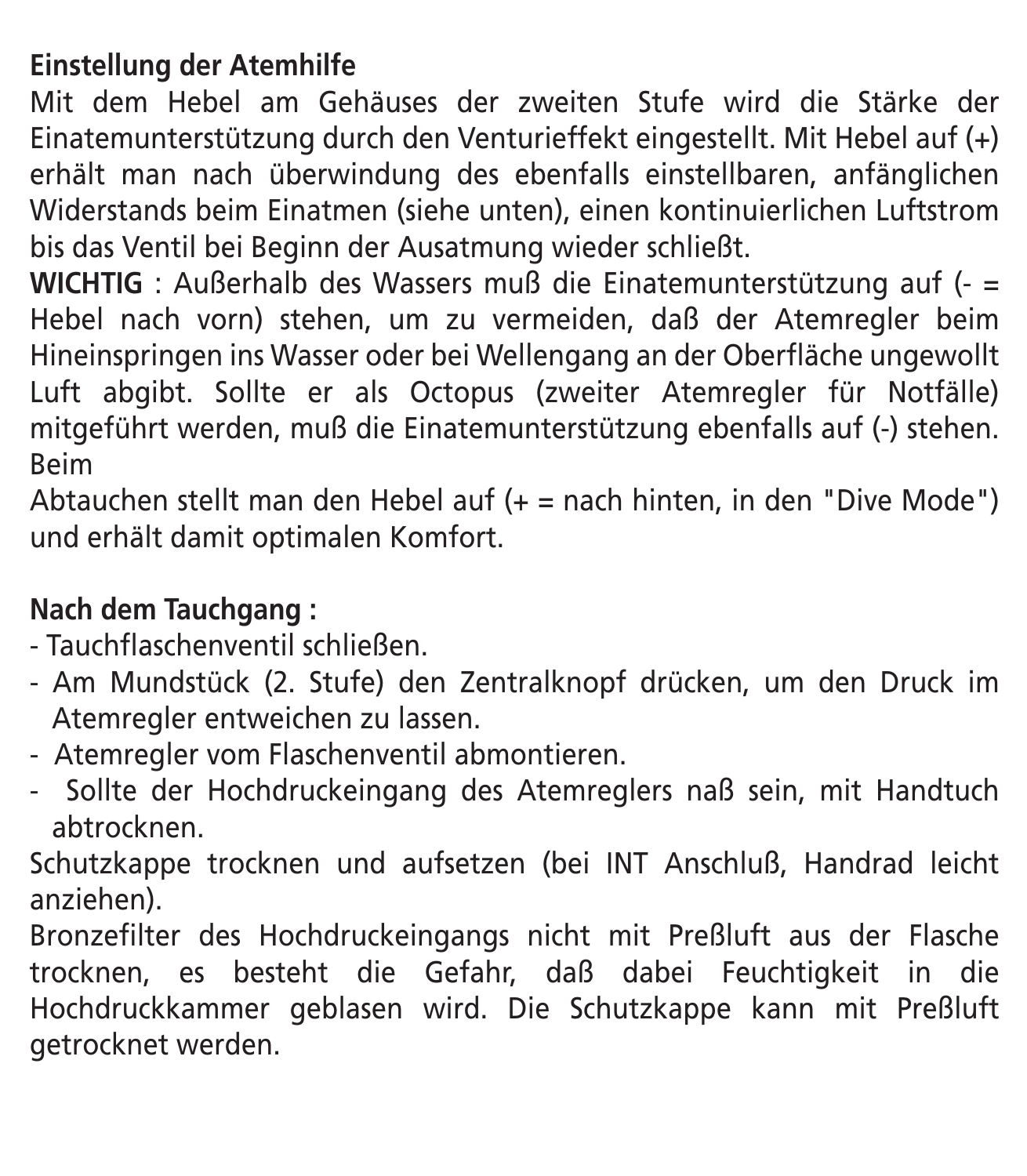**Einstellung der Atemhilfe**

Mit dem Hebel am Gehäuses der zweiten Stufe wird die Stärke der Einatemunterstützung durch den Venturieffekt eingestellt. Mit Hebel auf (+) erhält man nach überwindung des ebenfalls einstellbaren, anfänglichen Widerstands beim Einatmen (siehe unten), einen kontinuierlichen Luftstrom bis das Ventil bei Beginn der Ausatmung wieder schließt.

**WICHTIG** : Außerhalb des Wassers muß die Einatemunterstützung auf (- = Hebel nach vorn) stehen, um zu vermeiden, daß der Atemregler beim Hineinspringen ins Wasser oder bei Wellengang an der Oberfläche ungewollt Luft abgibt. Sollte er als Octopus (zweiter Atemregler für Notfälle) mitgeführt werden, muß die Einatemunterstützung ebenfalls auf (-) stehen. Beim

Abtauchen stellt man den Hebel auf (+ = nach hinten, in den "Dive Mode") und erhält damit optimalen Komfort.

**Nach dem Tauchgang :**

- Tauchflaschenventil schließen.
- Am Mundstück (2. Stufe) den Zentralknopf drücken, um den Druck im Atemregler entweichen zu lassen.
- Atemregler vom Flaschenventil abmontieren.
- Sollte der Hochdruckeingang des Atemreglers naß sein, mit Handtuch abtrocknen.

Schutzkappe trocknen und aufsetzen (bei INT Anschluß, Handrad leicht anziehen).

Bronzefilter des Hochdruckeingangs nicht mit Preßluft aus der Flasche trocknen, es besteht die Gefahr, daß dabei Feuchtigkeit in die Hochdruckkammer geblasen wird. Die Schutzkappe kann mit Preßluft getrocknet werden.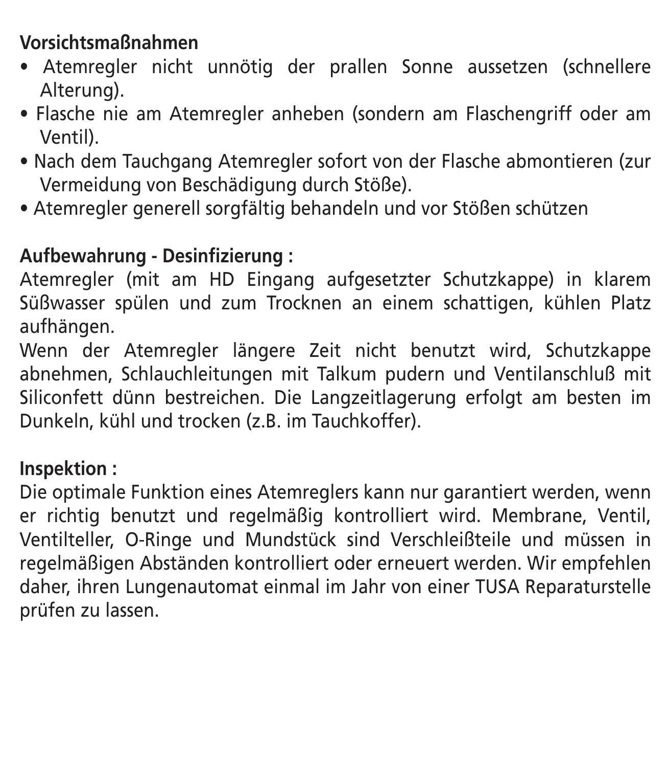**Vorsichtsmaßnahmen**

- Atemregler nicht unnötig der prallen Sonne aussetzen (schnellere Alterung).
- Flasche nie am Atemregler anheben (sondern am Flaschengriff oder am Ventil).
- Nach dem Tauchgang Atemregler sofort von der Flasche abmontieren (zur Vermeidung von Beschädigung durch Stöße).
- Atemregler generell sorgfältig behandeln und vor Stößen schützen

**Aufbewahrung - Desinfizierung :**

Atemregler (mit am HD Eingang aufgesetzter Schutzkappe) in klarem Süßwasser spülen und zum Trocknen an einem schattigen, kühlen Platz aufhängen.

Wenn der Atemregler längere Zeit nicht benutzt wird, Schutzkappe abnehmen, Schlauchleitungen mit Talkum pudern und Ventilanschluß mit Siliconfett dünn bestreichen. Die Langzeitlagerung erfolgt am besten im Dunkeln, kühl und trocken (z.B. im Tauchkoffer).

**Inspektion :**

Die optimale Funktion eines Atemreglers kann nur garantiert werden, wenn er richtig benutzt und regelmäßig kontrolliert wird. Membrane, Ventil, Ventilteller, O-Ringe und Mundstück sind Verschleißteile und müssen in regelmäßigen Abständen kontrolliert oder erneuert werden. Wir empfehlen daher, ihren Lungenautomat einmal im Jahr von einer TUSA Reparaturstelle prüfen zu lassen.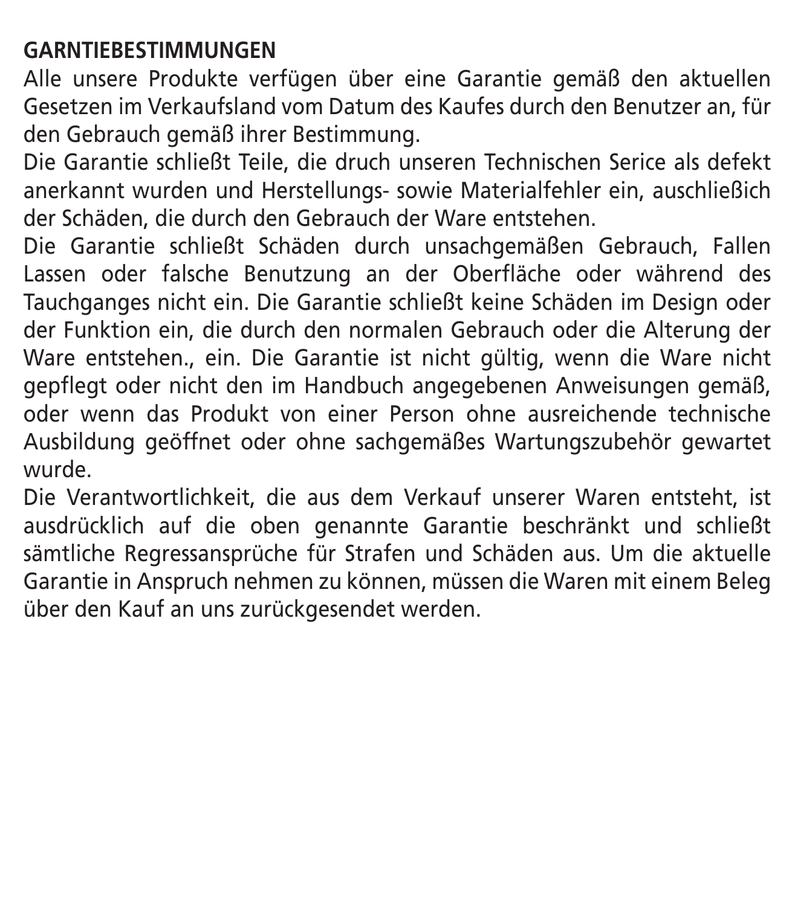**GARNTIEBESTIMMUNGEN**

Alle unsere Produkte verfügen über eine Garantie gemäß den aktuellen Gesetzen im Verkaufsland vom Datum des Kaufes durch den Benutzer an, für den Gebrauch gemäß ihrer Bestimmung.

Die Garantie schließt Teile, die druch unseren Technischen Serice als defekt anerkannt wurden und Herstellungs- sowie Materialfehler ein, auschließich der Schäden, die durch den Gebrauch der Ware entstehen.

Die Garantie schließt Schäden durch unsachgemäßen Gebrauch, Fallen Lassen oder falsche Benutzung an der Oberfläche oder während des Tauchganges nicht ein. Die Garantie schließt keine Schäden im Design oder der Funktion ein, die durch den normalen Gebrauch oder die Alterung der Ware entstehen., ein. Die Garantie ist nicht gültig, wenn die Ware nicht gepflegt oder nicht den im Handbuch angegebenen Anweisungen gemäß, oder wenn das Produkt von einer Person ohne ausreichende technische Ausbildung geöffnet oder ohne sachgemäßes Wartungszubehör gewartet wurde.

Die Verantwortlichkeit, die aus dem Verkauf unserer Waren entsteht, ist ausdrücklich auf die oben genannte Garantie beschränkt und schließt sämtliche Regressansprüche für Strafen und Schäden aus. Um die aktuelle Garantie in Anspruch nehmen zu können, müssen die Waren mit einem Beleg über den Kauf an uns zurückgesendet werden.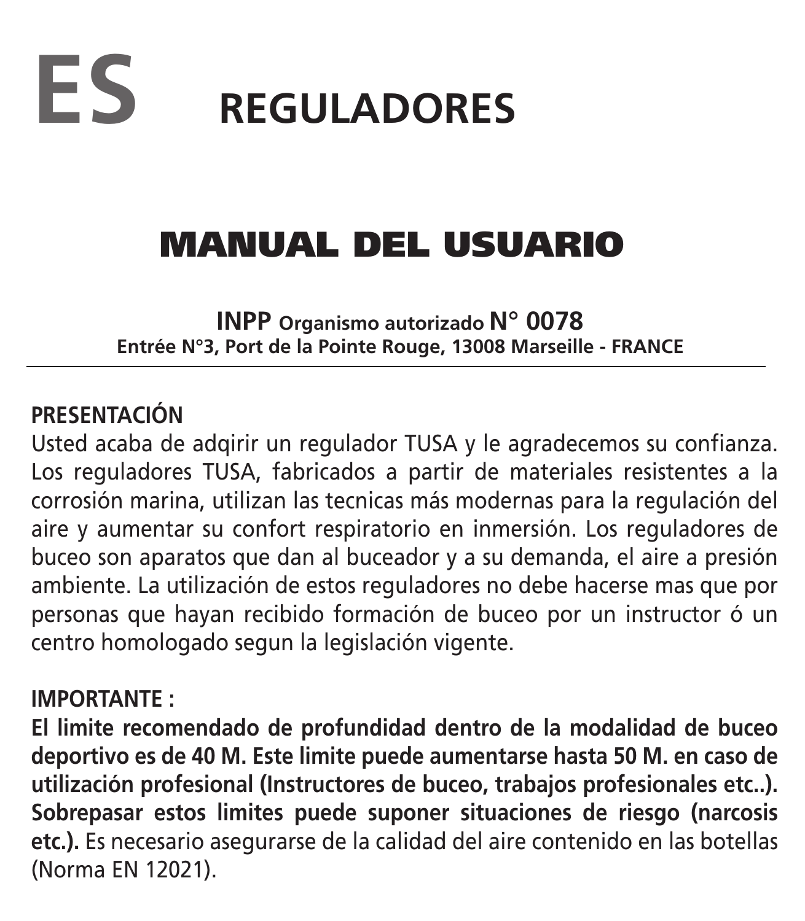# ES REGULADORES

## MANUAL DEL USUARIO

**INPP Organismo autorizado N° 0078**
**Entrée N°3, Port de la Pointe Rouge, 13008 Marseille - FRANCE**

---

**PRESENTACIÓN**

Usted acaba de adqirir un regulador TUSA y le agradecemos su confianza. Los reguladores TUSA, fabricados a partir de materiales resistentes a la corrosión marina, utilizan las tecnicas más modernas para la regulación del aire y aumentar su confort respiratorio en inmersión. Los reguladores de buceo son aparatos que dan al buceador y a su demanda, el aire a presión ambiente. La utilización de estos reguladores no debe hacerse mas que por personas que hayan recibido formación de buceo por un instructor ó un centro homologado segun la legislación vigente.

**IMPORTANTE :**

**El limite recomendado de profundidad dentro de la modalidad de buceo deportivo es de 40 M. Este limite puede aumentarse hasta 50 M. en caso de utilización profesional (Instructores de buceo, trabajos profesionales etc..). Sobrepasar estos limites puede suponer situaciones de riesgo (narcosis etc.).** Es necesario asegurarse de la calidad del aire contenido en las botellas (Norma EN 12021).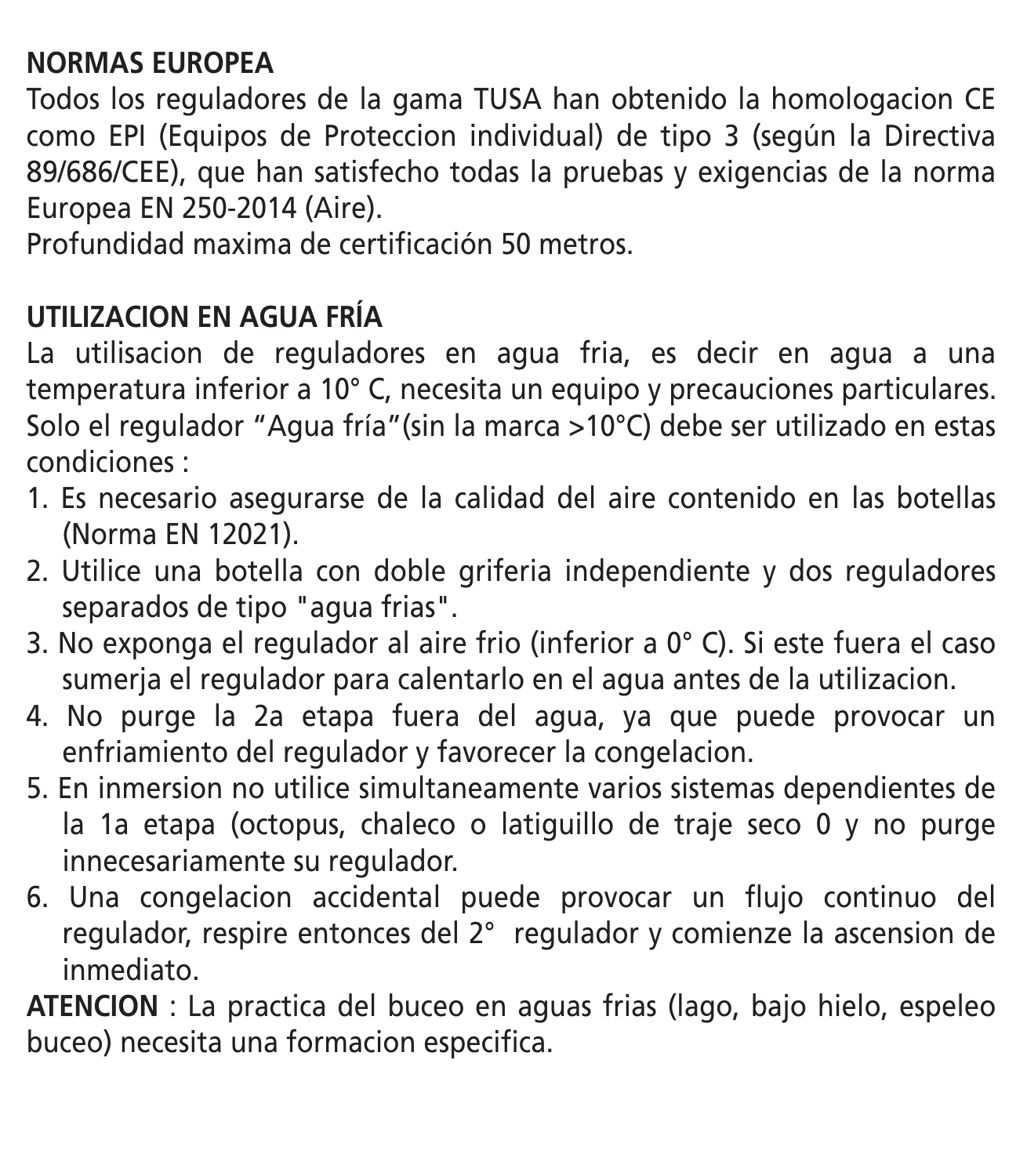**NORMAS EUROPEA**

Todos los reguladores de la gama TUSA han obtenido la homologacion CE como EPI (Equipos de Proteccion individual) de tipo 3 (según la Directiva 89/686/CEE), que han satisfecho todas la pruebas y exigencias de la norma Europea EN 250-2014 (Aire).

Profundidad maxima de certificación 50 metros.

**UTILIZACION EN AGUA FRÍA**

La utilisacion de reguladores en agua fria, es decir en agua a una temperatura inferior a 10° C, necesita un equipo y precauciones particulares. Solo el regulador "Agua fría"(sin la marca >10°C) debe ser utilizado en estas condiciones :

1. Es necesario asegurarse de la calidad del aire contenido en las botellas (Norma EN 12021).
2. Utilice una botella con doble griferia independiente y dos reguladores separados de tipo "agua frias".
3. No exponga el regulador al aire frio (inferior a 0° C). Si este fuera el caso sumerja el regulador para calentarlo en el agua antes de la utilizacion.
4. No purge la 2a etapa fuera del agua, ya que puede provocar un enfriamiento del regulador y favorecer la congelacion.
5. En inmersion no utilice simultaneamente varios sistemas dependientes de la 1a etapa (octopus, chaleco o latiguillo de traje seco 0 y no purge innecesariamente su regulador.
6. Una congelacion accidental puede provocar un flujo continuo del regulador, respire entonces del 2° regulador y comienze la ascension de inmediato.

**ATENCION** : La practica del buceo en aguas frias (lago, bajo hielo, espeleo buceo) necesita una formacion especifica.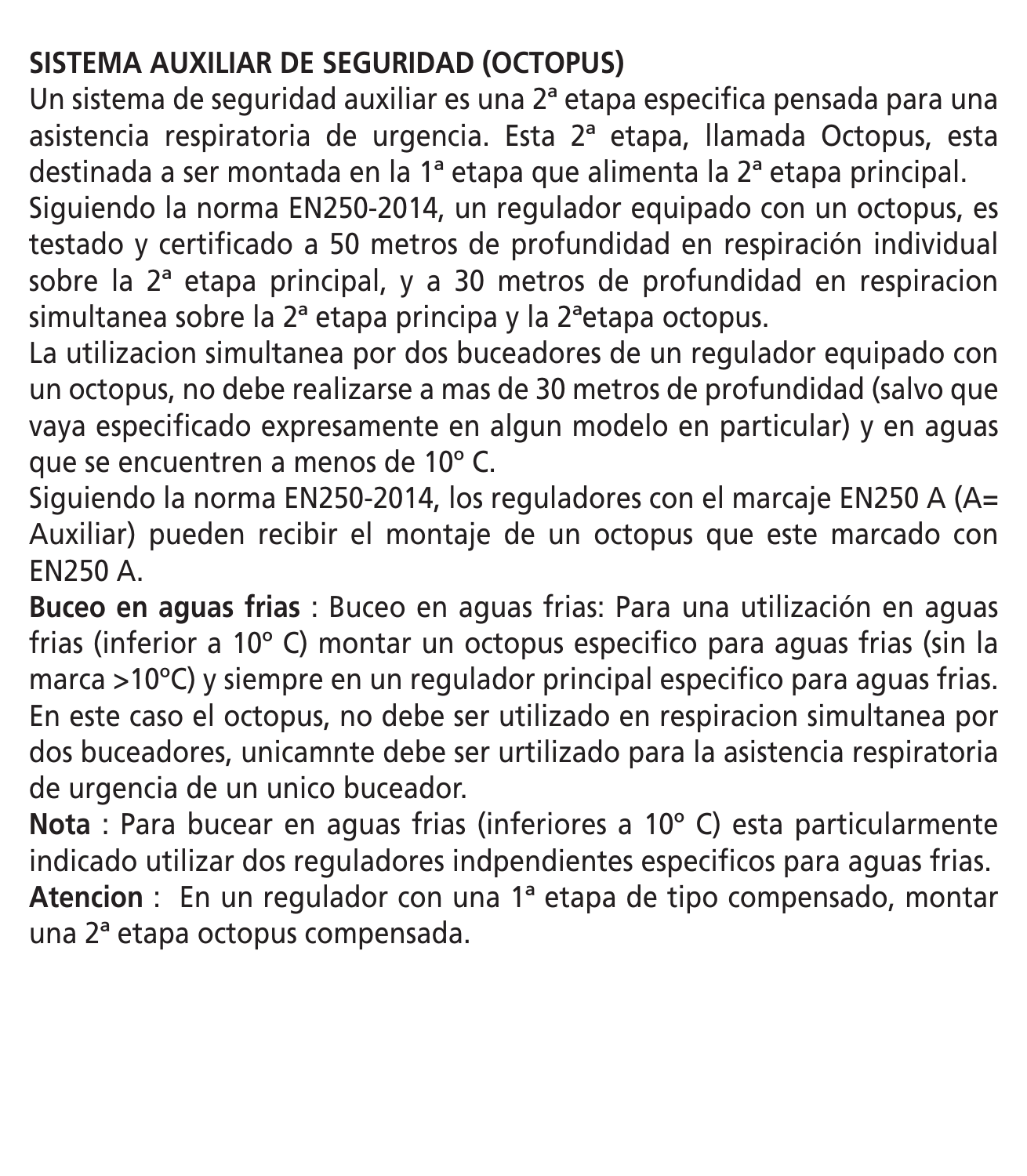## SISTEMA AUXILIAR DE SEGURIDAD (OCTOPUS)

Un sistema de seguridad auxiliar es una 2ª etapa especifica pensada para una asistencia respiratoria de urgencia. Esta 2ª etapa, llamada Octopus, esta destinada a ser montada en la 1ª etapa que alimenta la 2ª etapa principal.

Siguiendo la norma EN250-2014, un regulador equipado con un octopus, es testado y certificado a 50 metros de profundidad en respiración individual sobre la 2ª etapa principal, y a 30 metros de profundidad en respiracion simultanea sobre la 2ª etapa principa y la 2ªetapa octopus.

La utilizacion simultanea por dos buceadores de un regulador equipado con un octopus, no debe realizarse a mas de 30 metros de profundidad (salvo que vaya especificado expresamente en algun modelo en particular) y en aguas que se encuentren a menos de 10º C.

Siguiendo la norma EN250-2014, los reguladores con el marcaje EN250 A (A= Auxiliar) pueden recibir el montaje de un octopus que este marcado con EN250 A.

**Buceo en aguas frias** : Buceo en aguas frias: Para una utilización en aguas frias (inferior a 10º C) montar un octopus especifico para aguas frias (sin la marca >10ºC) y siempre en un regulador principal especifico para aguas frias. En este caso el octopus, no debe ser utilizado en respiracion simultanea por dos buceadores, unicamnte debe ser urtilizado para la asistencia respiratoria de urgencia de un unico buceador.

**Nota** : Para bucear en aguas frias (inferiores a 10º C) esta particularmente indicado utilizar dos reguladores indpendientes especificos para aguas frias.

**Atencion** : En un regulador con una 1ª etapa de tipo compensado, montar una 2ª etapa octopus compensada.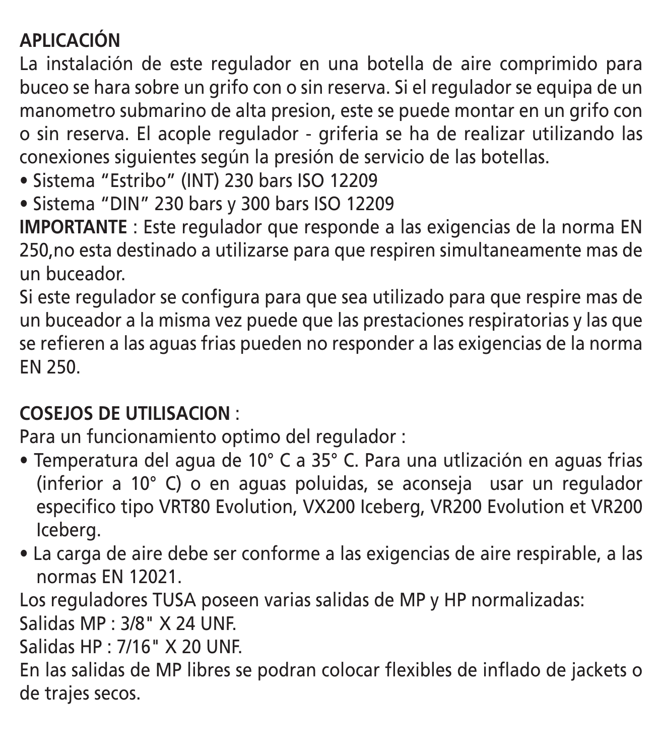**APLICACIÓN**

La instalación de este regulador en una botella de aire comprimido para buceo se hara sobre un grifo con o sin reserva. Si el regulador se equipa de un manometro submarino de alta presion, este se puede montar en un grifo con o sin reserva. El acople regulador - griferia se ha de realizar utilizando las conexiones siguientes según la presión de servicio de las botellas.

- Sistema "Estribo" (INT) 230 bars ISO 12209
- Sistema "DIN" 230 bars y 300 bars ISO 12209

**IMPORTANTE** : Este regulador que responde a las exigencias de la norma EN 250,no esta destinado a utilizarse para que respiren simultaneamente mas de un buceador.

Si este regulador se configura para que sea utilizado para que respire mas de un buceador a la misma vez puede que las prestaciones respiratorias y las que se refieren a las aguas frias pueden no responder a las exigencias de la norma EN 250.

**COSEJOS DE UTILISACION** :

Para un funcionamiento optimo del regulador :

- Temperatura del agua de 10° C a 35° C. Para una utlización en aguas frias (inferior a 10° C) o en aguas poluidas, se aconseja usar un regulador especifico tipo VRT80 Evolution, VX200 Iceberg, VR200 Evolution et VR200 Iceberg.
- La carga de aire debe ser conforme a las exigencias de aire respirable, a las normas EN 12021.

Los reguladores TUSA poseen varias salidas de MP y HP normalizadas:

Salidas MP : 3/8" X 24 UNF.

Salidas HP : 7/16" X 20 UNF.

En las salidas de MP libres se podran colocar flexibles de inflado de jackets o de trajes secos.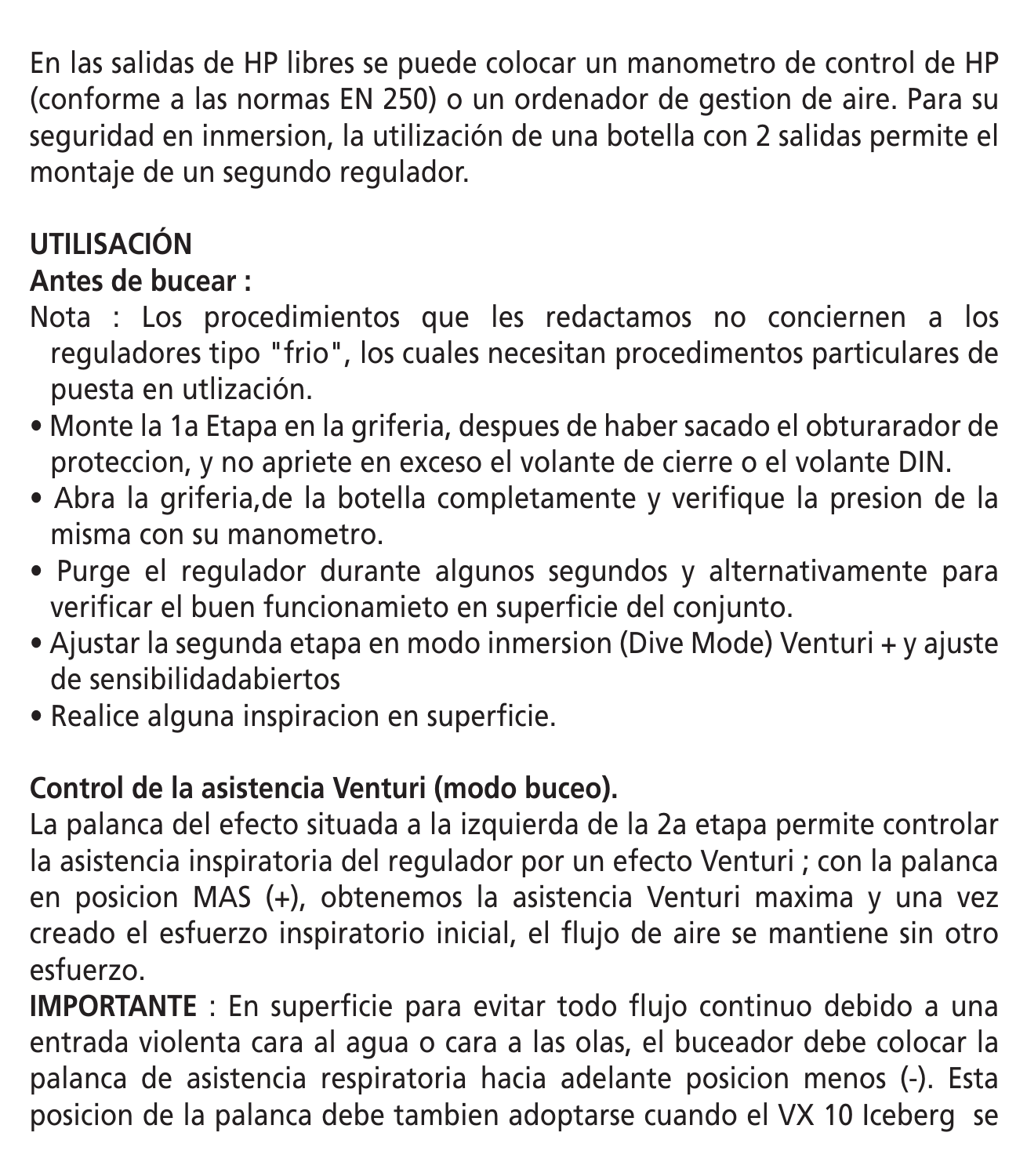En las salidas de HP libres se puede colocar un manometro de control de HP (conforme a las normas EN 250) o un ordenador de gestion de aire. Para su seguridad en inmersion, la utilización de una botella con 2 salidas permite el montaje de un segundo regulador.

**UTILISACIÓN**

**Antes de bucear :**

Nota : Los procedimientos que les redactamos no conciernen a los reguladores tipo "frio", los cuales necesitan procedimientos particulares de puesta en utlización.

- Monte la 1a Etapa en la griferia, despues de haber sacado el obturarador de proteccion, y no apriete en exceso el volante de cierre o el volante DIN.
- Abra la griferia,de la botella completamente y verifique la presion de la misma con su manometro.
- Purge el regulador durante algunos segundos y alternativamente para verificar el buen funcionamieto en superficie del conjunto.
- Ajustar la segunda etapa en modo inmersion (Dive Mode) Venturi + y ajuste de sensibilidadabiertos
- Realice alguna inspiracion en superficie.

**Control de la asistencia Venturi (modo buceo).**

La palanca del efecto situada a la izquierda de la 2a etapa permite controlar la asistencia inspiratoria del regulador por un efecto Venturi ; con la palanca en posicion MAS (+), obtenemos la asistencia Venturi maxima y una vez creado el esfuerzo inspiratorio inicial, el flujo de aire se mantiene sin otro esfuerzo.

**IMPORTANTE** : En superficie para evitar todo flujo continuo debido a una entrada violenta cara al agua o cara a las olas, el buceador debe colocar la palanca de asistencia respiratoria hacia adelante posicion menos (-). Esta posicion de la palanca debe tambien adoptarse cuando el VX 10 Iceberg se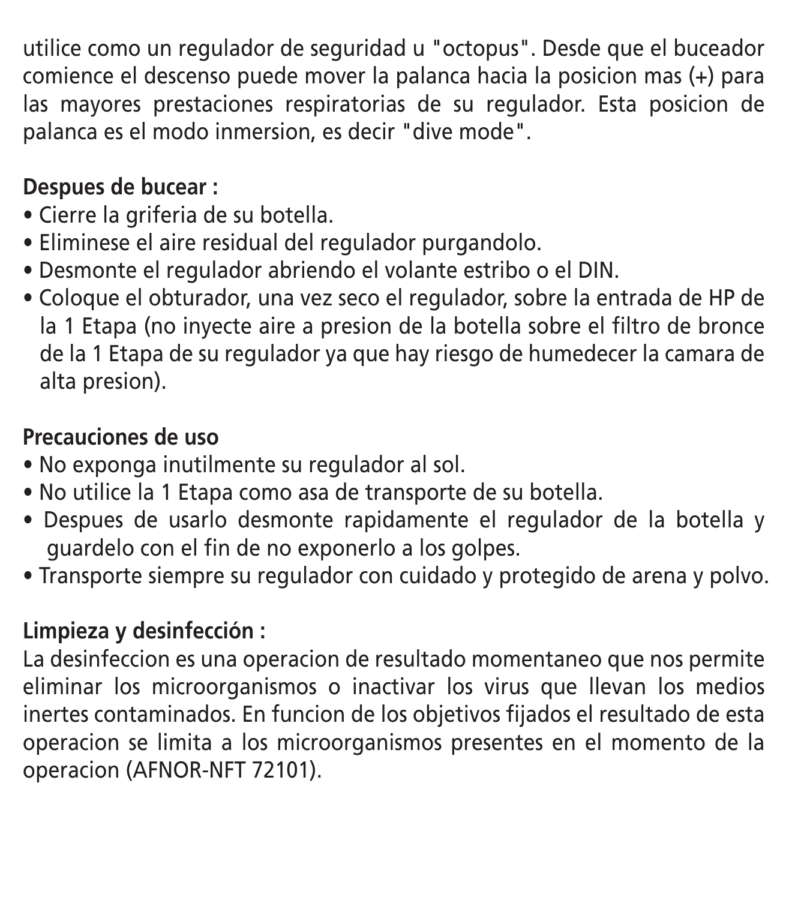utilice como un regulador de seguridad u "octopus". Desde que el buceador comience el descenso puede mover la palanca hacia la posicion mas (+) para las mayores prestaciones respiratorias de su regulador. Esta posicion de palanca es el modo inmersion, es decir "dive mode".

**Despues de bucear :**

- Cierre la griferia de su botella.
- Eliminese el aire residual del regulador purgandolo.
- Desmonte el regulador abriendo el volante estribo o el DIN.
- Coloque el obturador, una vez seco el regulador, sobre la entrada de HP de la 1 Etapa (no inyecte aire a presion de la botella sobre el filtro de bronce de la 1 Etapa de su regulador ya que hay riesgo de humedecer la camara de alta presion).

**Precauciones de uso**

- No exponga inutilmente su regulador al sol.
- No utilice la 1 Etapa como asa de transporte de su botella.
- Despues de usarlo desmonte rapidamente el regulador de la botella y guardelo con el fin de no exponerlo a los golpes.
- Transporte siempre su regulador con cuidado y protegido de arena y polvo.

**Limpieza y desinfección :**

La desinfeccion es una operacion de resultado momentaneo que nos permite eliminar los microorganismos o inactivar los virus que llevan los medios inertes contaminados. En funcion de los objetivos fijados el resultado de esta operacion se limita a los microorganismos presentes en el momento de la operacion (AFNOR-NFT 72101).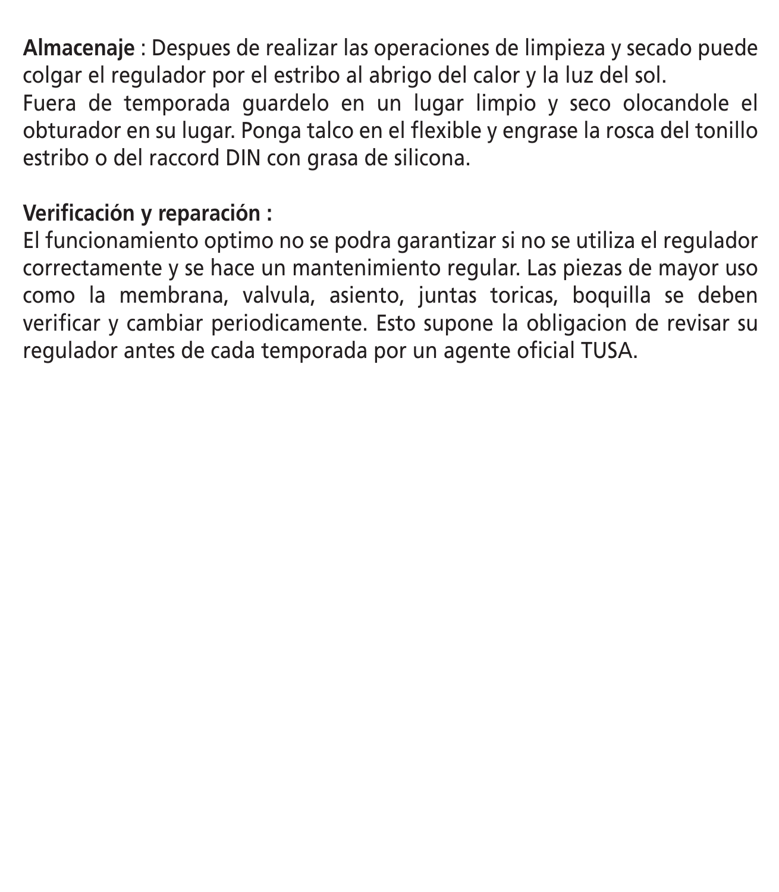**Almacenaje** : Despues de realizar las operaciones de limpieza y secado puede colgar el regulador por el estribo al abrigo del calor y la luz del sol.
Fuera de temporada guardelo en un lugar limpio y seco olocandole el obturador en su lugar. Ponga talco en el flexible y engrase la rosca del tonillo estribo o del raccord DIN con grasa de silicona.

**Verificación y reparación :**
El funcionamiento optimo no se podra garantizar si no se utiliza el regulador correctamente y se hace un mantenimiento regular. Las piezas de mayor uso como la membrana, valvula, asiento, juntas toricas, boquilla se deben verificar y cambiar periodicamente. Esto supone la obligacion de revisar su regulador antes de cada temporada por un agente oficial TUSA.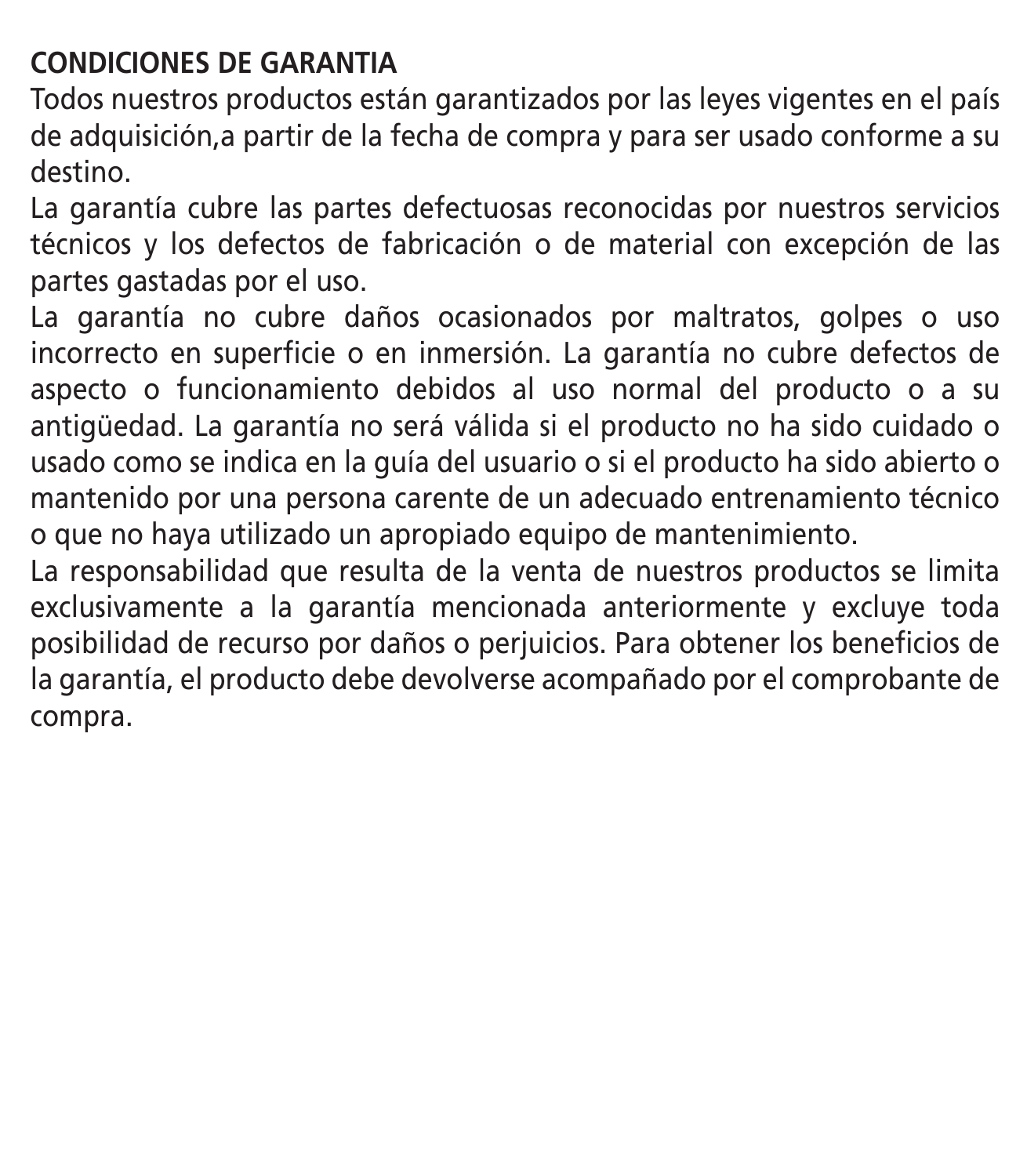**CONDICIONES DE GARANTIA**

Todos nuestros productos están garantizados por las leyes vigentes en el país de adquisición,a partir de la fecha de compra y para ser usado conforme a su destino.

La garantía cubre las partes defectuosas reconocidas por nuestros servicios técnicos y los defectos de fabricación o de material con excepción de las partes gastadas por el uso.

La garantía no cubre daños ocasionados por maltratos, golpes o uso incorrecto en superficie o en inmersión. La garantía no cubre defectos de aspecto o funcionamiento debidos al uso normal del producto o a su antigüedad. La garantía no será válida si el producto no ha sido cuidado o usado como se indica en la guía del usuario o si el producto ha sido abierto o mantenido por una persona carente de un adecuado entrenamiento técnico o que no haya utilizado un apropiado equipo de mantenimiento.

La responsabilidad que resulta de la venta de nuestros productos se limita exclusivamente a la garantía mencionada anteriormente y excluye toda posibilidad de recurso por daños o perjuicios. Para obtener los beneficios de la garantía, el producto debe devolverse acompañado por el comprobante de compra.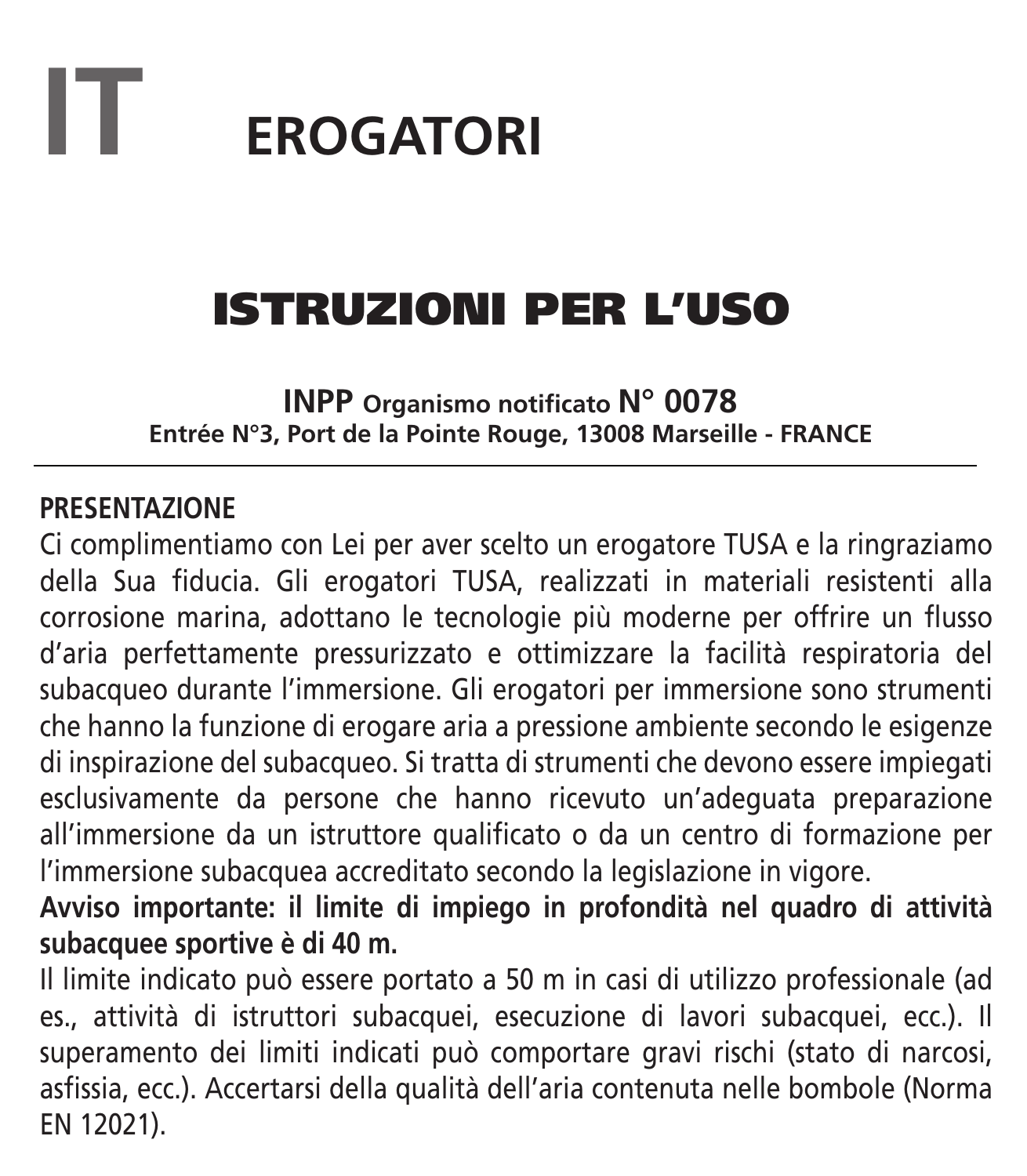# IT EROGATORI

## ISTRUZIONI PER L'USO

**INPP Organismo notificato N° 0078**
**Entrée N°3, Port de la Pointe Rouge, 13008 Marseille - FRANCE**

---

**PRESENTAZIONE**

Ci complimentiamo con Lei per aver scelto un erogatore TUSA e la ringraziamo della Sua fiducia. Gli erogatori TUSA, realizzati in materiali resistenti alla corrosione marina, adottano le tecnologie più moderne per offrire un flusso d'aria perfettamente pressurizzato e ottimizzare la facilità respiratoria del subacqueo durante l'immersione. Gli erogatori per immersione sono strumenti che hanno la funzione di erogare aria a pressione ambiente secondo le esigenze di inspirazione del subacqueo. Si tratta di strumenti che devono essere impiegati esclusivamente da persone che hanno ricevuto un'adeguata preparazione all'immersione da un istruttore qualificato o da un centro di formazione per l'immersione subacquea accreditato secondo la legislazione in vigore.

**Avviso importante: il limite di impiego in profondità nel quadro di attività subacquee sportive è di 40 m.**

Il limite indicato può essere portato a 50 m in casi di utilizzo professionale (ad es., attività di istruttori subacquei, esecuzione di lavori subacquei, ecc.). Il superamento dei limiti indicati può comportare gravi rischi (stato di narcosi, asfissia, ecc.). Accertarsi della qualità dell'aria contenuta nelle bombole (Norma EN 12021).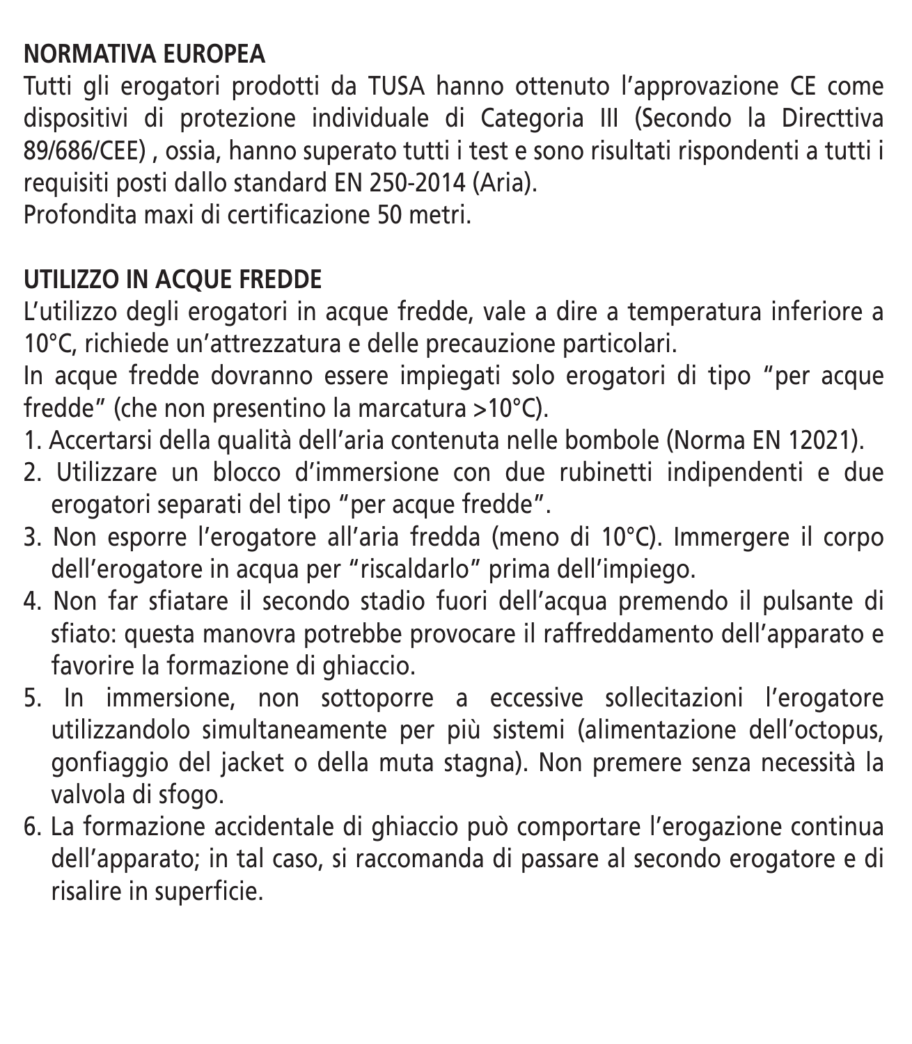**NORMATIVA EUROPEA**

Tutti gli erogatori prodotti da TUSA hanno ottenuto l'approvazione CE come dispositivi di protezione individuale di Categoria III (Secondo la Directtiva 89/686/CEE) , ossia, hanno superato tutti i test e sono risultati rispondenti a tutti i requisiti posti dallo standard EN 250-2014 (Aria).
Profondita maxi di certificazione 50 metri.

**UTILIZZO IN ACQUE FREDDE**

L'utilizzo degli erogatori in acque fredde, vale a dire a temperatura inferiore a 10°C, richiede un'attrezzatura e delle precauzione particolari.
In acque fredde dovranno essere impiegati solo erogatori di tipo "per acque fredde" (che non presentino la marcatura >10°C).

1. Accertarsi della qualità dell'aria contenuta nelle bombole (Norma EN 12021).
2. Utilizzare un blocco d'immersione con due rubinetti indipendenti e due erogatori separati del tipo "per acque fredde".
3. Non esporre l'erogatore all'aria fredda (meno di 10°C). Immergere il corpo dell'erogatore in acqua per "riscaldarlo" prima dell'impiego.
4. Non far sfiatare il secondo stadio fuori dell'acqua premendo il pulsante di sfiato: questa manovra potrebbe provocare il raffreddamento dell'apparato e favorire la formazione di ghiaccio.
5. In immersione, non sottoporre a eccessive sollecitazioni l'erogatore utilizzandolo simultaneamente per più sistemi (alimentazione dell'octopus, gonfiaggio del jacket o della muta stagna). Non premere senza necessità la valvola di sfogo.
6. La formazione accidentale di ghiaccio può comportare l'erogazione continua dell'apparato; in tal caso, si raccomanda di passare al secondo erogatore e di risalire in superficie.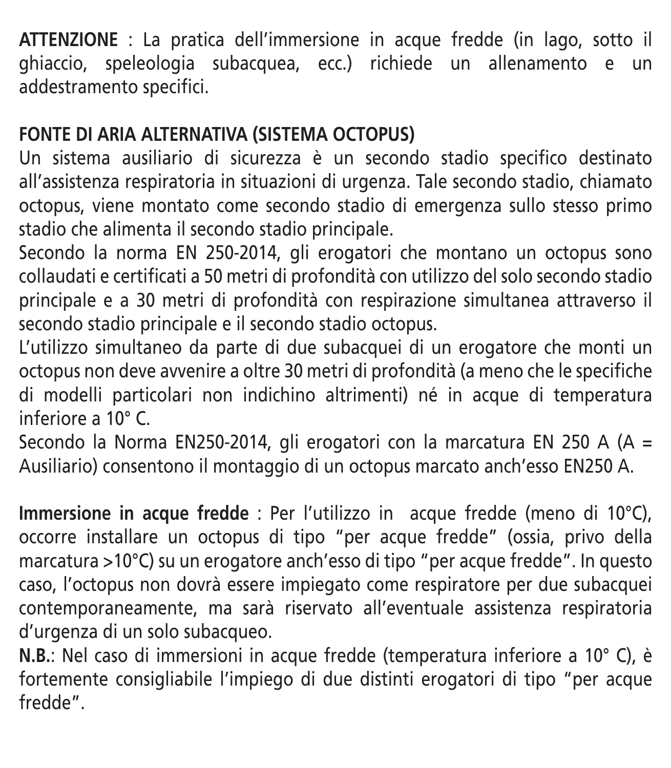**ATTENZIONE** : La pratica dell'immersione in acque fredde (in lago, sotto il ghiaccio, speleologia subacquea, ecc.) richiede un allenamento e un addestramento specifici.

**FONTE DI ARIA ALTERNATIVA (SISTEMA OCTOPUS)**

Un sistema ausiliario di sicurezza è un secondo stadio specifico destinato all'assistenza respiratoria in situazioni di urgenza. Tale secondo stadio, chiamato octopus, viene montato come secondo stadio di emergenza sullo stesso primo stadio che alimenta il secondo stadio principale.

Secondo la norma EN 250-2014, gli erogatori che montano un octopus sono collaudati e certificati a 50 metri di profondità con utilizzo del solo secondo stadio principale e a 30 metri di profondità con respirazione simultanea attraverso il secondo stadio principale e il secondo stadio octopus.

L'utilizzo simultaneo da parte di due subacquei di un erogatore che monti un octopus non deve avvenire a oltre 30 metri di profondità (a meno che le specifiche di modelli particolari non indichino altrimenti) né in acque di temperatura inferiore a 10° C.

Secondo la Norma EN250-2014, gli erogatori con la marcatura EN 250 A (A = Ausiliario) consentono il montaggio di un octopus marcato anch'esso EN250 A.

**Immersione in acque fredde** : Per l'utilizzo in acque fredde (meno di 10°C), occorre installare un octopus di tipo "per acque fredde" (ossia, privo della marcatura >10°C) su un erogatore anch'esso di tipo "per acque fredde". In questo caso, l'octopus non dovrà essere impiegato come respiratore per due subacquei contemporaneamente, ma sarà riservato all'eventuale assistenza respiratoria d'urgenza di un solo subacqueo.

**N.B.**: Nel caso di immersioni in acque fredde (temperatura inferiore a 10° C), è fortemente consigliabile l'impiego di due distinti erogatori di tipo "per acque fredde".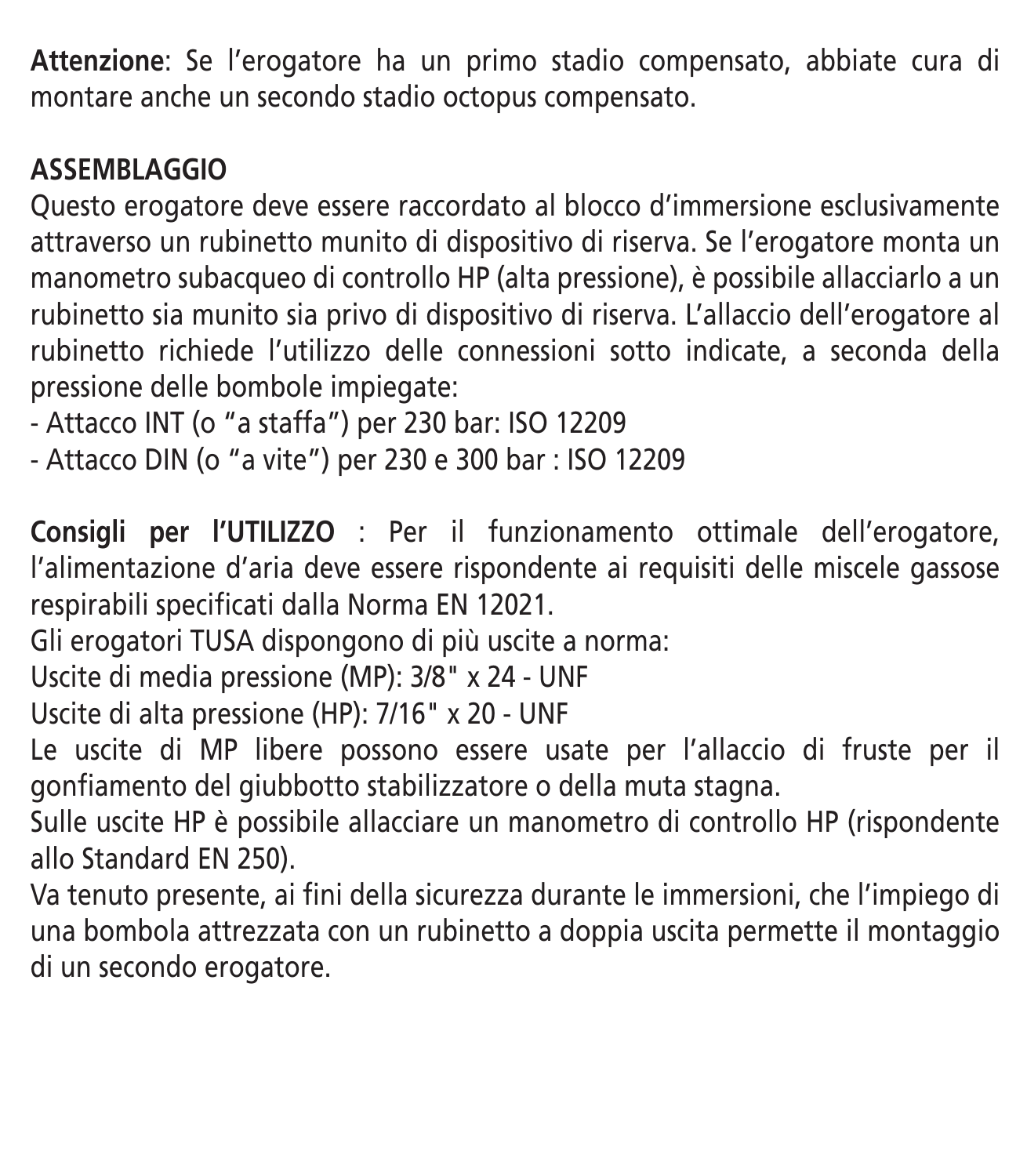**Attenzione**: Se l'erogatore ha un primo stadio compensato, abbiate cura di montare anche un secondo stadio octopus compensato.

**ASSEMBLAGGIO**

Questo erogatore deve essere raccordato al blocco d'immersione esclusivamente attraverso un rubinetto munito di dispositivo di riserva. Se l'erogatore monta un manometro subacqueo di controllo HP (alta pressione), è possibile allacciarlo a un rubinetto sia munito sia privo di dispositivo di riserva. L'allaccio dell'erogatore al rubinetto richiede l'utilizzo delle connessioni sotto indicate, a seconda della pressione delle bombole impiegate:

- Attacco INT (o "a staffa") per 230 bar: ISO 12209
- Attacco DIN (o "a vite") per 230 e 300 bar : ISO 12209

**Consigli per l'UTILIZZO** : Per il funzionamento ottimale dell'erogatore, l'alimentazione d'aria deve essere rispondente ai requisiti delle miscele gassose respirabili specificati dalla Norma EN 12021.

Gli erogatori TUSA dispongono di più uscite a norma:

Uscite di media pressione (MP): 3/8" x 24 - UNF

Uscite di alta pressione (HP): 7/16" x 20 - UNF

Le uscite di MP libere possono essere usate per l'allaccio di fruste per il gonfiamento del giubbotto stabilizzatore o della muta stagna.

Sulle uscite HP è possibile allacciare un manometro di controllo HP (rispondente allo Standard EN 250).

Va tenuto presente, ai fini della sicurezza durante le immersioni, che l'impiego di una bombola attrezzata con un rubinetto a doppia uscita permette il montaggio di un secondo erogatore.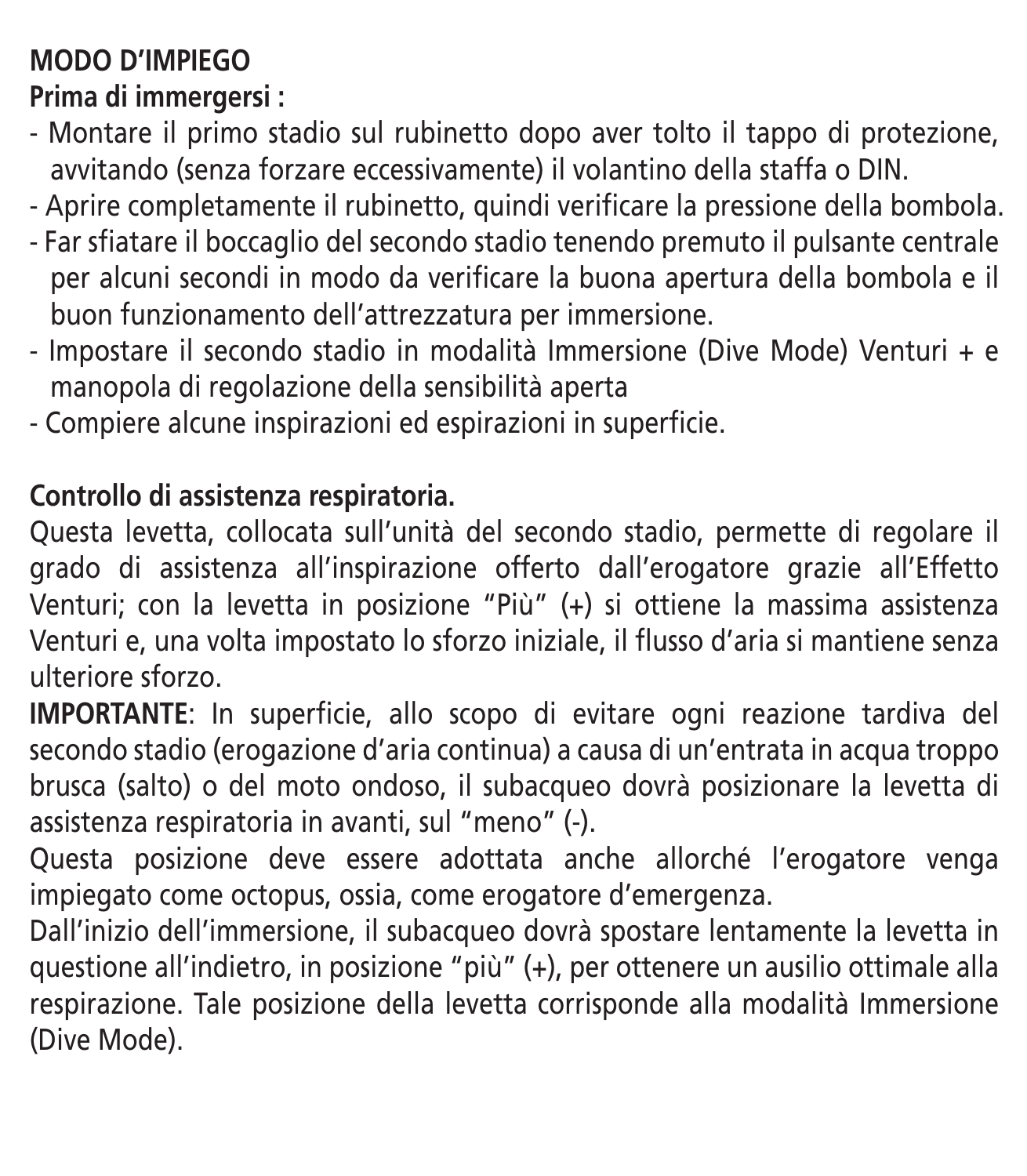**MODO D'IMPIEGO**

**Prima di immergersi :**

- Montare il primo stadio sul rubinetto dopo aver tolto il tappo di protezione, avvitando (senza forzare eccessivamente) il volantino della staffa o DIN.
- Aprire completamente il rubinetto, quindi verificare la pressione della bombola.
- Far sfiatare il boccaglio del secondo stadio tenendo premuto il pulsante centrale per alcuni secondi in modo da verificare la buona apertura della bombola e il buon funzionamento dell'attrezzatura per immersione.
- Impostare il secondo stadio in modalità Immersione (Dive Mode) Venturi + e manopola di regolazione della sensibilità aperta
- Compiere alcune inspirazioni ed espirazioni in superficie.

**Controllo di assistenza respiratoria.**

Questa levetta, collocata sull'unità del secondo stadio, permette di regolare il grado di assistenza all'inspirazione offerto dall'erogatore grazie all'Effetto Venturi; con la levetta in posizione "Più" (+) si ottiene la massima assistenza Venturi e, una volta impostato lo sforzo iniziale, il flusso d'aria si mantiene senza ulteriore sforzo.

**IMPORTANTE**: In superficie, allo scopo di evitare ogni reazione tardiva del secondo stadio (erogazione d'aria continua) a causa di un'entrata in acqua troppo brusca (salto) o del moto ondoso, il subacqueo dovrà posizionare la levetta di assistenza respiratoria in avanti, sul "meno" (-).

Questa posizione deve essere adottata anche allorché l'erogatore venga impiegato come octopus, ossia, come erogatore d'emergenza.

Dall'inizio dell'immersione, il subacqueo dovrà spostare lentamente la levetta in questione all'indietro, in posizione "più" (+), per ottenere un ausilio ottimale alla respirazione. Tale posizione della levetta corrisponde alla modalità Immersione (Dive Mode).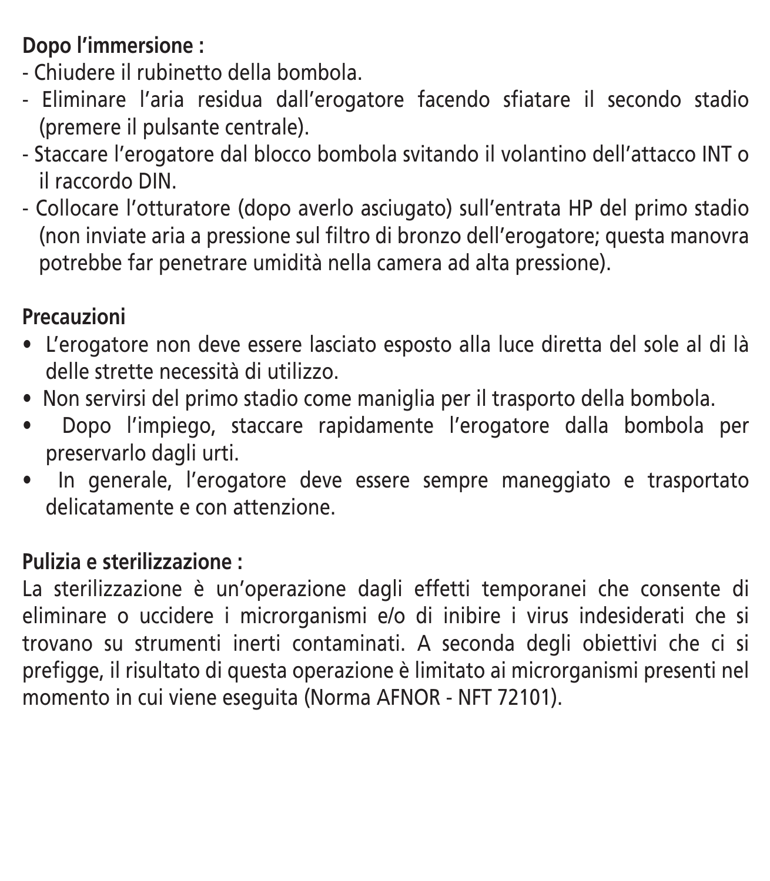**Dopo l'immersione :**

- Chiudere il rubinetto della bombola.
- Eliminare l'aria residua dall'erogatore facendo sfiatare il secondo stadio (premere il pulsante centrale).
- Staccare l'erogatore dal blocco bombola svitando il volantino dell'attacco INT o il raccordo DIN.
- Collocare l'otturatore (dopo averlo asciugato) sull'entrata HP del primo stadio (non inviate aria a pressione sul filtro di bronzo dell'erogatore; questa manovra potrebbe far penetrare umidità nella camera ad alta pressione).

**Precauzioni**

- L'erogatore non deve essere lasciato esposto alla luce diretta del sole al di là delle strette necessità di utilizzo.
- Non servirsi del primo stadio come maniglia per il trasporto della bombola.
- Dopo l'impiego, staccare rapidamente l'erogatore dalla bombola per preservarlo dagli urti.
- In generale, l'erogatore deve essere sempre maneggiato e trasportato delicatamente e con attenzione.

**Pulizia e sterilizzazione :**

La sterilizzazione è un'operazione dagli effetti temporanei che consente di eliminare o uccidere i microrganismi e/o di inibire i virus indesiderati che si trovano su strumenti inerti contaminati. A seconda degli obiettivi che ci si prefigge, il risultato di questa operazione è limitato ai microrganismi presenti nel momento in cui viene eseguita (Norma AFNOR - NFT 72101).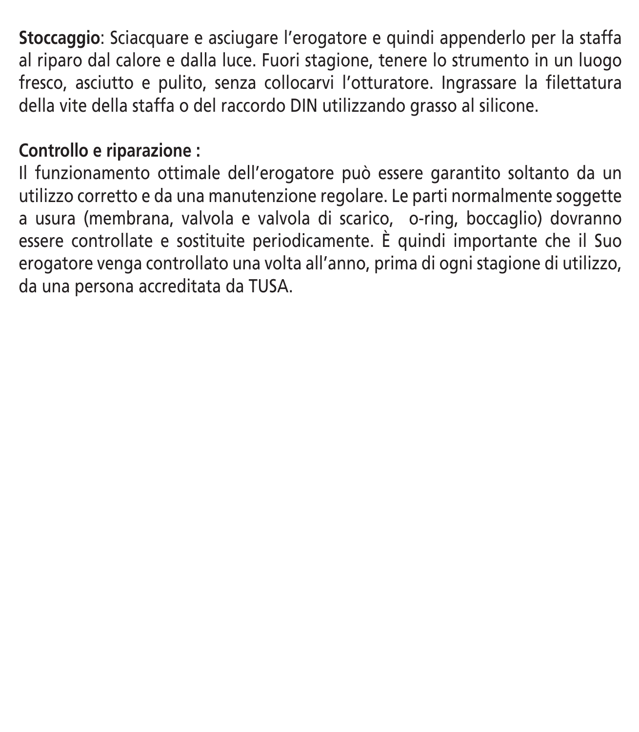**Stoccaggio**: Sciacquare e asciugare l'erogatore e quindi appenderlo per la staffa al riparo dal calore e dalla luce. Fuori stagione, tenere lo strumento in un luogo fresco, asciutto e pulito, senza collocarvi l'otturatore. Ingrassare la filettatura della vite della staffa o del raccordo DIN utilizzando grasso al silicone.

**Controllo e riparazione :**

Il funzionamento ottimale dell'erogatore può essere garantito soltanto da un utilizzo corretto e da una manutenzione regolare. Le parti normalmente soggette a usura (membrana, valvola e valvola di scarico,  o-ring, boccaglio) dovranno essere controllate e sostituite periodicamente. È quindi importante che il Suo erogatore venga controllato una volta all'anno, prima di ogni stagione di utilizzo, da una persona accreditata da TUSA.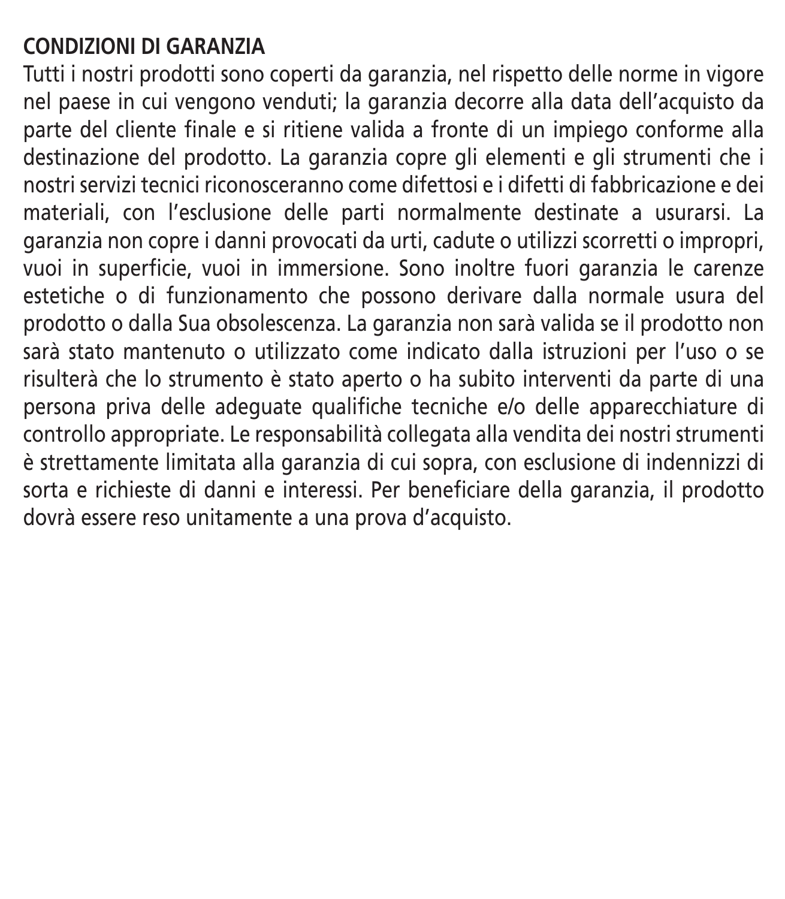**CONDIZIONI DI GARANZIA**

Tutti i nostri prodotti sono coperti da garanzia, nel rispetto delle norme in vigore nel paese in cui vengono venduti; la garanzia decorre alla data dell'acquisto da parte del cliente finale e si ritiene valida a fronte di un impiego conforme alla destinazione del prodotto. La garanzia copre gli elementi e gli strumenti che i nostri servizi tecnici riconosceranno come difettosi e i difetti di fabbricazione e dei materiali, con l'esclusione delle parti normalmente destinate a usurarsi. La garanzia non copre i danni provocati da urti, cadute o utilizzi scorretti o impropri, vuoi in superficie, vuoi in immersione. Sono inoltre fuori garanzia le carenze estetiche o di funzionamento che possono derivare dalla normale usura del prodotto o dalla Sua obsolescenza. La garanzia non sarà valida se il prodotto non sarà stato mantenuto o utilizzato come indicato dalla istruzioni per l'uso o se risulterà che lo strumento è stato aperto o ha subito interventi da parte di una persona priva delle adeguate qualifiche tecniche e/o delle apparecchiature di controllo appropriate. Le responsabilità collegata alla vendita dei nostri strumenti è strettamente limitata alla garanzia di cui sopra, con esclusione di indennizzi di sorta e richieste di danni e interessi. Per beneficiare della garanzia, il prodotto dovrà essere reso unitamente a una prova d'acquisto.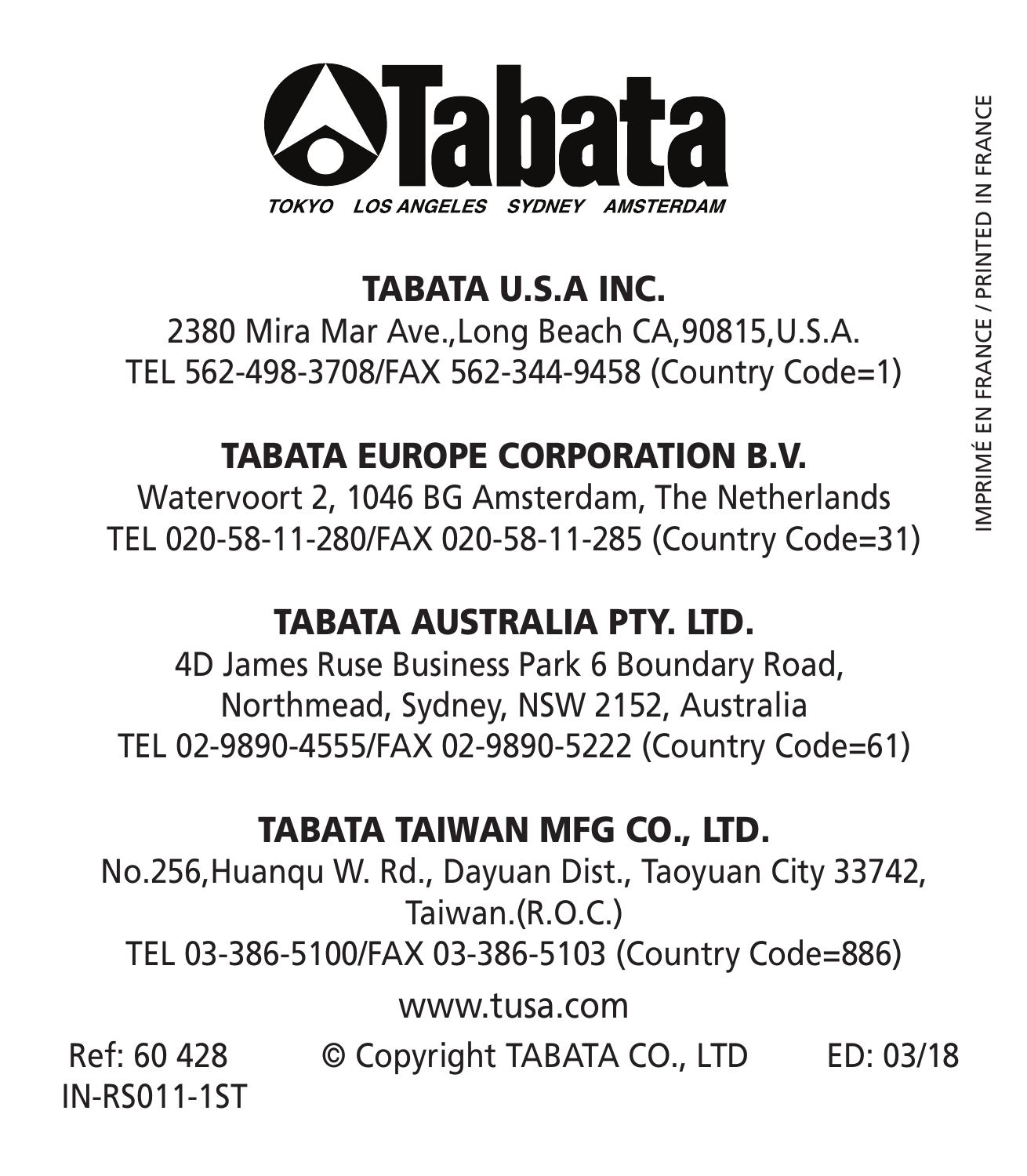# Tabata

TOKYO LOS ANGELES SYDNEY AMSTERDAM

IMPRIMÉ EN FRANCE / PRINTED IN FRANCE

## TABATA U.S.A INC.

2380 Mira Mar Ave.,Long Beach CA,90815,U.S.A.
TEL 562-498-3708/FAX 562-344-9458 (Country Code=1)

## TABATA EUROPE CORPORATION B.V.

Watervoort 2, 1046 BG Amsterdam, The Netherlands
TEL 020-58-11-280/FAX 020-58-11-285 (Country Code=31)

## TABATA AUSTRALIA PTY. LTD.

4D James Ruse Business Park 6 Boundary Road,
Northmead, Sydney, NSW 2152, Australia
TEL 02-9890-4555/FAX 02-9890-5222 (Country Code=61)

## TABATA TAIWAN MFG CO., LTD.

No.256,Huanqu W. Rd., Dayuan Dist., Taoyuan City 33742,
Taiwan.(R.O.C.)
TEL 03-386-5100/FAX 03-386-5103 (Country Code=886)

www.tusa.com

Ref: 60 428 © Copyright TABATA CO., LTD ED: 03/18

IN-RS011-1ST